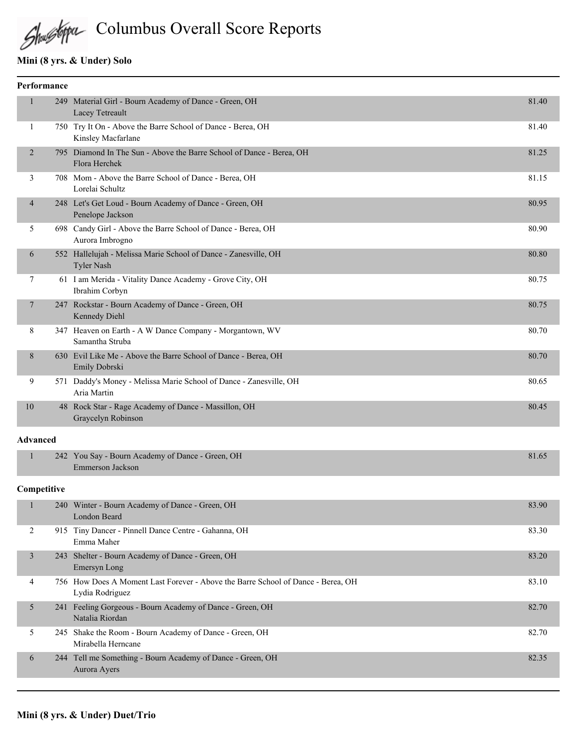# Columbus Overall Score Reports

## Mini (8 yrs. & Under) Solo

### Performance

| | | | |
|---|---|---|---|
| 1 | 249 | Material Girl - Bourn Academy of Dance - Green, OH<br>Lacey Tetreault | 81.40 |
| 1 | 750 | Try It On - Above the Barre School of Dance - Berea, OH<br>Kinsley Macfarlane | 81.40 |
| 2 | 795 | Diamond In The Sun - Above the Barre School of Dance - Berea, OH<br>Flora Herchek | 81.25 |
| 3 | 708 | Mom - Above the Barre School of Dance - Berea, OH<br>Lorelai Schultz | 81.15 |
| 4 | 248 | Let's Get Loud - Bourn Academy of Dance - Green, OH<br>Penelope Jackson | 80.95 |
| 5 | 698 | Candy Girl - Above the Barre School of Dance - Berea, OH<br>Aurora Imbrogno | 80.90 |
| 6 | 552 | Hallelujah - Melissa Marie School of Dance - Zanesville, OH<br>Tyler Nash | 80.80 |
| 7 | 61 | I am Merida - Vitality Dance Academy - Grove City, OH<br>Ibrahim Corbyn | 80.75 |
| 7 | 247 | Rockstar - Bourn Academy of Dance - Green, OH<br>Kennedy Diehl | 80.75 |
| 8 | 347 | Heaven on Earth - A W Dance Company - Morgantown, WV<br>Samantha Struba | 80.70 |
| 8 | 630 | Evil Like Me - Above the Barre School of Dance - Berea, OH<br>Emily Dobrski | 80.70 |
| 9 | 571 | Daddy's Money - Melissa Marie School of Dance - Zanesville, OH<br>Aria Martin | 80.65 |
| 10 | 48 | Rock Star - Rage Academy of Dance - Massillon, OH<br>Graycelyn Robinson | 80.45 |

### Advanced

| | | | |
|---|---|---|---|
| 1 | 242 | You Say - Bourn Academy of Dance - Green, OH<br>Emmerson Jackson | 81.65 |

### Competitive

| | | | |
|---|---|---|---|
| 1 | 240 | Winter - Bourn Academy of Dance - Green, OH<br>London Beard | 83.90 |
| 2 | 915 | Tiny Dancer - Pinnell Dance Centre - Gahanna, OH<br>Emma Maher | 83.30 |
| 3 | 243 | Shelter - Bourn Academy of Dance - Green, OH<br>Emersyn Long | 83.20 |
| 4 | 756 | How Does A Moment Last Forever - Above the Barre School of Dance - Berea, OH<br>Lydia Rodriguez | 83.10 |
| 5 | 241 | Feeling Gorgeous - Bourn Academy of Dance - Green, OH<br>Natalia Riordan | 82.70 |
| 5 | 245 | Shake the Room - Bourn Academy of Dance - Green, OH<br>Mirabella Herncane | 82.70 |
| 6 | 244 | Tell me Something - Bourn Academy of Dance - Green, OH<br>Aurora Ayers | 82.35 |

## Mini (8 yrs. & Under) Duet/Trio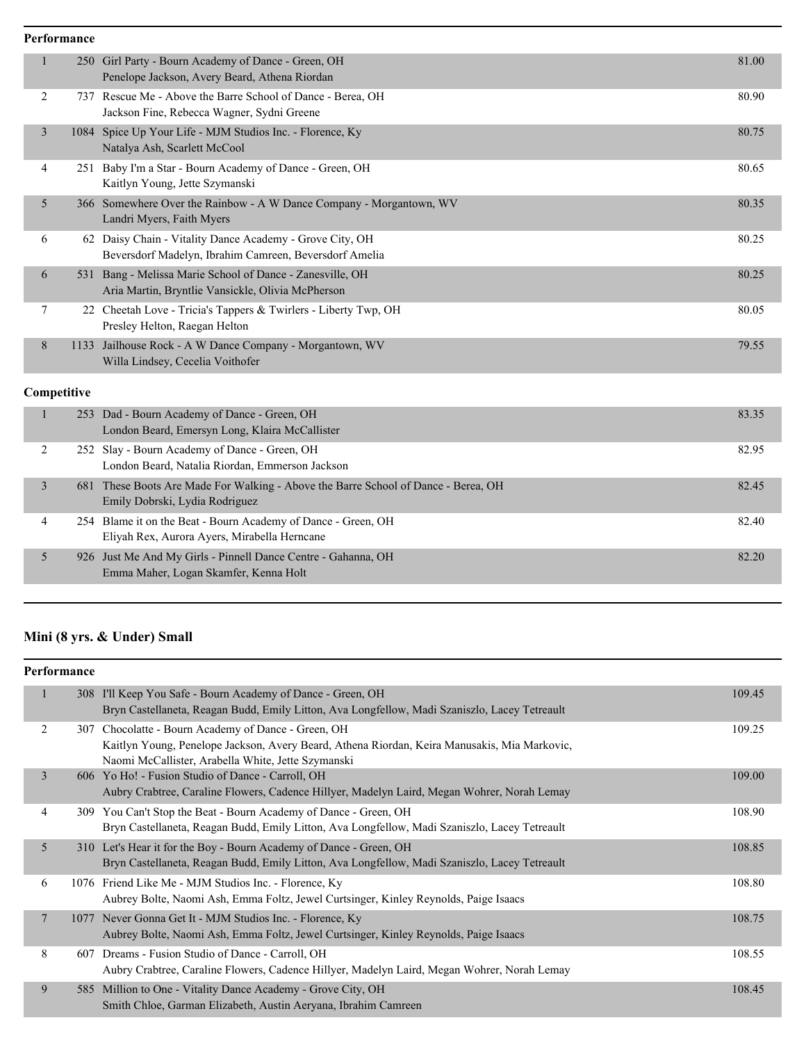**Performance**

| | | | |
|---|---|---|---|
| 1 | 250 | Girl Party - Bourn Academy of Dance - Green, OH<br>Penelope Jackson, Avery Beard, Athena Riordan | 81.00 |
| 2 | 737 | Rescue Me - Above the Barre School of Dance - Berea, OH<br>Jackson Fine, Rebecca Wagner, Sydni Greene | 80.90 |
| 3 | 1084 | Spice Up Your Life - MJM Studios Inc. - Florence, Ky<br>Natalya Ash, Scarlett McCool | 80.75 |
| 4 | 251 | Baby I'm a Star - Bourn Academy of Dance - Green, OH<br>Kaitlyn Young, Jette Szymanski | 80.65 |
| 5 | 366 | Somewhere Over the Rainbow - A W Dance Company - Morgantown, WV<br>Landri Myers, Faith Myers | 80.35 |
| 6 | 62 | Daisy Chain - Vitality Dance Academy - Grove City, OH<br>Beversdorf Madelyn, Ibrahim Camreen, Beversdorf Amelia | 80.25 |
| 6 | 531 | Bang - Melissa Marie School of Dance - Zanesville, OH<br>Aria Martin, Bryntlie Vansickle, Olivia McPherson | 80.25 |
| 7 | 22 | Cheetah Love - Tricia's Tappers & Twirlers - Liberty Twp, OH<br>Presley Helton, Raegan Helton | 80.05 |
| 8 | 1133 | Jailhouse Rock - A W Dance Company - Morgantown, WV<br>Willa Lindsey, Cecelia Voithofer | 79.55 |

**Competitive**

| | | | |
|---|---|---|---|
| 1 | 253 | Dad - Bourn Academy of Dance - Green, OH<br>London Beard, Emersyn Long, Klaira McCallister | 83.35 |
| 2 | 252 | Slay - Bourn Academy of Dance - Green, OH<br>London Beard, Natalia Riordan, Emmerson Jackson | 82.95 |
| 3 | 681 | These Boots Are Made For Walking - Above the Barre School of Dance - Berea, OH<br>Emily Dobrski, Lydia Rodriguez | 82.45 |
| 4 | 254 | Blame it on the Beat - Bourn Academy of Dance - Green, OH<br>Eliyah Rex, Aurora Ayers, Mirabella Herncane | 82.40 |
| 5 | 926 | Just Me And My Girls - Pinnell Dance Centre - Gahanna, OH<br>Emma Maher, Logan Skamfer, Kenna Holt | 82.20 |

## Mini (8 yrs. & Under) Small

**Performance**

| | | | |
|---|---|---|---|
| 1 | 308 | I'll Keep You Safe - Bourn Academy of Dance - Green, OH<br>Bryn Castellaneta, Reagan Budd, Emily Litton, Ava Longfellow, Madi Szaniszlo, Lacey Tetreault | 109.45 |
| 2 | 307 | Chocolatte - Bourn Academy of Dance - Green, OH<br>Kaitlyn Young, Penelope Jackson, Avery Beard, Athena Riordan, Keira Manusakis, Mia Markovic, Naomi McCallister, Arabella White, Jette Szymanski | 109.25 |
| 3 | 606 | Yo Ho! - Fusion Studio of Dance - Carroll, OH<br>Aubry Crabtree, Caraline Flowers, Cadence Hillyer, Madelyn Laird, Megan Wohrer, Norah Lemay | 109.00 |
| 4 | 309 | You Can't Stop the Beat - Bourn Academy of Dance - Green, OH<br>Bryn Castellaneta, Reagan Budd, Emily Litton, Ava Longfellow, Madi Szaniszlo, Lacey Tetreault | 108.90 |
| 5 | 310 | Let's Hear it for the Boy - Bourn Academy of Dance - Green, OH<br>Bryn Castellaneta, Reagan Budd, Emily Litton, Ava Longfellow, Madi Szaniszlo, Lacey Tetreault | 108.85 |
| 6 | 1076 | Friend Like Me - MJM Studios Inc. - Florence, Ky<br>Aubrey Bolte, Naomi Ash, Emma Foltz, Jewel Curtsinger, Kinley Reynolds, Paige Isaacs | 108.80 |
| 7 | 1077 | Never Gonna Get It - MJM Studios Inc. - Florence, Ky<br>Aubrey Bolte, Naomi Ash, Emma Foltz, Jewel Curtsinger, Kinley Reynolds, Paige Isaacs | 108.75 |
| 8 | 607 | Dreams - Fusion Studio of Dance - Carroll, OH<br>Aubry Crabtree, Caraline Flowers, Cadence Hillyer, Madelyn Laird, Megan Wohrer, Norah Lemay | 108.55 |
| 9 | 585 | Million to One - Vitality Dance Academy - Grove City, OH<br>Smith Chloe, Garman Elizabeth, Austin Aeryana, Ibrahim Camreen | 108.45 |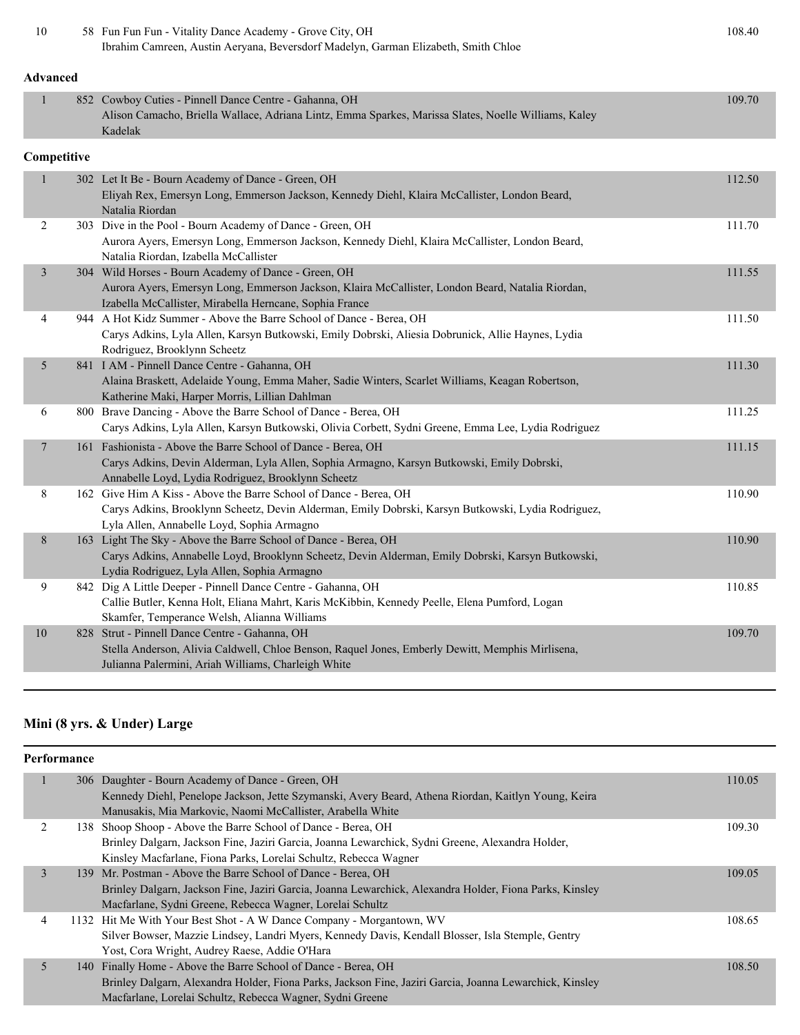| | | | |
|---|---|---|---|
| 10 | 58 | Fun Fun Fun - Vitality Dance Academy - Grove City, OH<br>Ibrahim Camreen, Austin Aeryana, Beversdorf Madelyn, Garman Elizabeth, Smith Chloe | 108.40 |

**Advanced**

| | | | |
|---|---|---|---|
| 1 | 852 | Cowboy Cuties - Pinnell Dance Centre - Gahanna, OH<br>Alison Camacho, Briella Wallace, Adriana Lintz, Emma Sparkes, Marissa Slates, Noelle Williams, Kaley Kadelak | 109.70 |

**Competitive**

| | | | |
|---|---|---|---|
| 1 | 302 | Let It Be - Bourn Academy of Dance - Green, OH<br>Eliyah Rex, Emersyn Long, Emmerson Jackson, Kennedy Diehl, Klaira McCallister, London Beard, Natalia Riordan | 112.50 |
| 2 | 303 | Dive in the Pool - Bourn Academy of Dance - Green, OH<br>Aurora Ayers, Emersyn Long, Emmerson Jackson, Kennedy Diehl, Klaira McCallister, London Beard, Natalia Riordan, Izabella McCallister | 111.70 |
| 3 | 304 | Wild Horses - Bourn Academy of Dance - Green, OH<br>Aurora Ayers, Emersyn Long, Emmerson Jackson, Klaira McCallister, London Beard, Natalia Riordan, Izabella McCallister, Mirabella Herncane, Sophia France | 111.55 |
| 4 | 944 | A Hot Kidz Summer - Above the Barre School of Dance - Berea, OH<br>Carys Adkins, Lyla Allen, Karsyn Butkowski, Emily Dobrski, Aliesia Dobrunick, Allie Haynes, Lydia Rodriguez, Brooklynn Scheetz | 111.50 |
| 5 | 841 | I AM - Pinnell Dance Centre - Gahanna, OH<br>Alaina Braskett, Adelaide Young, Emma Maher, Sadie Winters, Scarlet Williams, Keagan Robertson, Katherine Maki, Harper Morris, Lillian Dahlman | 111.30 |
| 6 | 800 | Brave Dancing - Above the Barre School of Dance - Berea, OH<br>Carys Adkins, Lyla Allen, Karsyn Butkowski, Olivia Corbett, Sydni Greene, Emma Lee, Lydia Rodriguez | 111.25 |
| 7 | 161 | Fashionista - Above the Barre School of Dance - Berea, OH<br>Carys Adkins, Devin Alderman, Lyla Allen, Sophia Armagno, Karsyn Butkowski, Emily Dobrski, Annabelle Loyd, Lydia Rodriguez, Brooklynn Scheetz | 111.15 |
| 8 | 162 | Give Him A Kiss - Above the Barre School of Dance - Berea, OH<br>Carys Adkins, Brooklynn Scheetz, Devin Alderman, Emily Dobrski, Karsyn Butkowski, Lydia Rodriguez, Lyla Allen, Annabelle Loyd, Sophia Armagno | 110.90 |
| 8 | 163 | Light The Sky - Above the Barre School of Dance - Berea, OH<br>Carys Adkins, Annabelle Loyd, Brooklynn Scheetz, Devin Alderman, Emily Dobrski, Karsyn Butkowski, Lydia Rodriguez, Lyla Allen, Sophia Armagno | 110.90 |
| 9 | 842 | Dig A Little Deeper - Pinnell Dance Centre - Gahanna, OH<br>Callie Butler, Kenna Holt, Eliana Mahrt, Karis McKibbin, Kennedy Peelle, Elena Pumford, Logan Skamfer, Temperance Welsh, Alianna Williams | 110.85 |
| 10 | 828 | Strut - Pinnell Dance Centre - Gahanna, OH<br>Stella Anderson, Alivia Caldwell, Chloe Benson, Raquel Jones, Emberly Dewitt, Memphis Mirlisena, Julianna Palermini, Ariah Williams, Charleigh White | 109.70 |

## Mini (8 yrs. & Under) Large

**Performance**

| | | | |
|---|---|---|---|
| 1 | 306 | Daughter - Bourn Academy of Dance - Green, OH<br>Kennedy Diehl, Penelope Jackson, Jette Szymanski, Avery Beard, Athena Riordan, Kaitlyn Young, Keira Manusakis, Mia Markovic, Naomi McCallister, Arabella White | 110.05 |
| 2 | 138 | Shoop Shoop - Above the Barre School of Dance - Berea, OH<br>Brinley Dalgarn, Jackson Fine, Jaziri Garcia, Joanna Lewarchick, Sydni Greene, Alexandra Holder, Kinsley Macfarlane, Fiona Parks, Lorelai Schultz, Rebecca Wagner | 109.30 |
| 3 | 139 | Mr. Postman - Above the Barre School of Dance - Berea, OH<br>Brinley Dalgarn, Jackson Fine, Jaziri Garcia, Joanna Lewarchick, Alexandra Holder, Fiona Parks, Kinsley Macfarlane, Sydni Greene, Rebecca Wagner, Lorelai Schultz | 109.05 |
| 4 | 1132 | Hit Me With Your Best Shot - A W Dance Company - Morgantown, WV<br>Silver Bowser, Mazzie Lindsey, Landri Myers, Kennedy Davis, Kendall Blosser, Isla Stemple, Gentry Yost, Cora Wright, Audrey Raese, Addie O'Hara | 108.65 |
| 5 | 140 | Finally Home - Above the Barre School of Dance - Berea, OH<br>Brinley Dalgarn, Alexandra Holder, Fiona Parks, Jackson Fine, Jaziri Garcia, Joanna Lewarchick, Kinsley Macfarlane, Lorelai Schultz, Rebecca Wagner, Sydni Greene | 108.50 |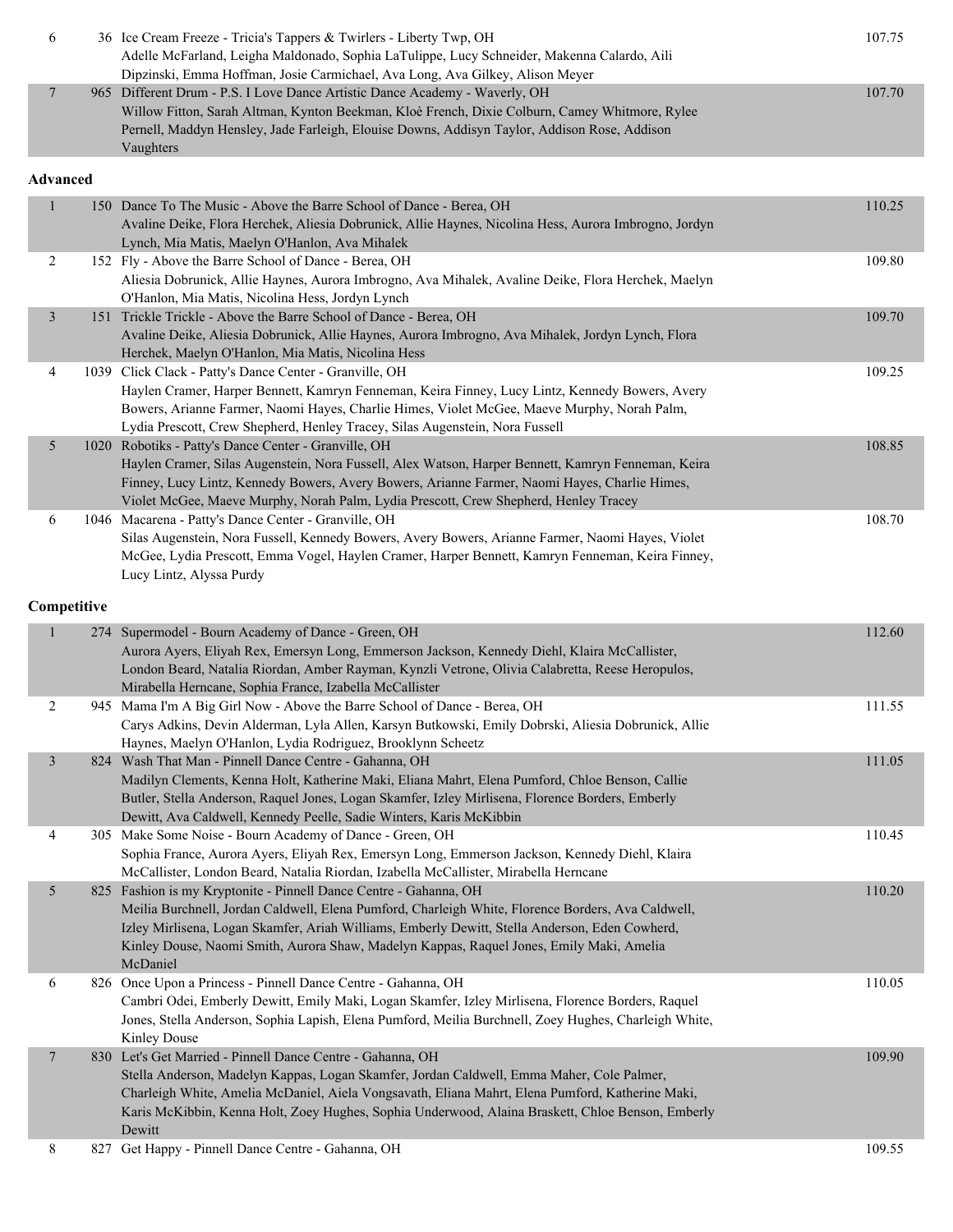| | | | |
|---|---|---|---|
| 6 | 36 | Ice Cream Freeze - Tricia's Tappers & Twirlers - Liberty Twp, OH<br>Adelle McFarland, Leigha Maldonado, Sophia LaTulippe, Lucy Schneider, Makenna Calardo, Aili Dipzinski, Emma Hoffman, Josie Carmichael, Ava Long, Ava Gilkey, Alison Meyer | 107.75 |
| 7 | 965 | Different Drum - P.S. I Love Dance Artistic Dance Academy - Waverly, OH<br>Willow Fitton, Sarah Altman, Kynton Beekman, Kloè French, Dixie Colburn, Camey Whitmore, Rylee Pernell, Maddyn Hensley, Jade Farleigh, Elouise Downs, Addisyn Taylor, Addison Rose, Addison Vaughters | 107.70 |

**Advanced**

| | | | |
|---|---|---|---|
| 1 | 150 | Dance To The Music - Above the Barre School of Dance - Berea, OH<br>Avaline Deike, Flora Herchek, Aliesia Dobrunick, Allie Haynes, Nicolina Hess, Aurora Imbrogno, Jordyn Lynch, Mia Matis, Maelyn O'Hanlon, Ava Mihalek | 110.25 |
| 2 | 152 | Fly - Above the Barre School of Dance - Berea, OH<br>Aliesia Dobrunick, Allie Haynes, Aurora Imbrogno, Ava Mihalek, Avaline Deike, Flora Herchek, Maelyn O'Hanlon, Mia Matis, Nicolina Hess, Jordyn Lynch | 109.80 |
| 3 | 151 | Trickle Trickle - Above the Barre School of Dance - Berea, OH<br>Avaline Deike, Aliesia Dobrunick, Allie Haynes, Aurora Imbrogno, Ava Mihalek, Jordyn Lynch, Flora Herchek, Maelyn O'Hanlon, Mia Matis, Nicolina Hess | 109.70 |
| 4 | 1039 | Click Clack - Patty's Dance Center - Granville, OH<br>Haylen Cramer, Harper Bennett, Kamryn Fenneman, Keira Finney, Lucy Lintz, Kennedy Bowers, Avery Bowers, Arianne Farmer, Naomi Hayes, Charlie Himes, Violet McGee, Maeve Murphy, Norah Palm, Lydia Prescott, Crew Shepherd, Henley Tracey, Silas Augenstein, Nora Fussell | 109.25 |
| 5 | 1020 | Robotiks - Patty's Dance Center - Granville, OH<br>Haylen Cramer, Silas Augenstein, Nora Fussell, Alex Watson, Harper Bennett, Kamryn Fenneman, Keira Finney, Lucy Lintz, Kennedy Bowers, Avery Bowers, Arianne Farmer, Naomi Hayes, Charlie Himes, Violet McGee, Maeve Murphy, Norah Palm, Lydia Prescott, Crew Shepherd, Henley Tracey | 108.85 |
| 6 | 1046 | Macarena - Patty's Dance Center - Granville, OH<br>Silas Augenstein, Nora Fussell, Kennedy Bowers, Avery Bowers, Arianne Farmer, Naomi Hayes, Violet McGee, Lydia Prescott, Emma Vogel, Haylen Cramer, Harper Bennett, Kamryn Fenneman, Keira Finney, Lucy Lintz, Alyssa Purdy | 108.70 |

**Competitive**

| | | | |
|---|---|---|---|
| 1 | 274 | Supermodel - Bourn Academy of Dance - Green, OH<br>Aurora Ayers, Eliyah Rex, Emersyn Long, Emmerson Jackson, Kennedy Diehl, Klaira McCallister, London Beard, Natalia Riordan, Amber Rayman, Kynzli Vetrone, Olivia Calabretta, Reese Heropulos, Mirabella Herncane, Sophia France, Izabella McCallister | 112.60 |
| 2 | 945 | Mama I'm A Big Girl Now - Above the Barre School of Dance - Berea, OH<br>Carys Adkins, Devin Alderman, Lyla Allen, Karsyn Butkowski, Emily Dobrski, Aliesia Dobrunick, Allie Haynes, Maelyn O'Hanlon, Lydia Rodriguez, Brooklynn Scheetz | 111.55 |
| 3 | 824 | Wash That Man - Pinnell Dance Centre - Gahanna, OH<br>Madilyn Clements, Kenna Holt, Katherine Maki, Eliana Mahrt, Elena Pumford, Chloe Benson, Callie Butler, Stella Anderson, Raquel Jones, Logan Skamfer, Izley Mirlisena, Florence Borders, Emberly Dewitt, Ava Caldwell, Kennedy Peelle, Sadie Winters, Karis McKibbin | 111.05 |
| 4 | 305 | Make Some Noise - Bourn Academy of Dance - Green, OH<br>Sophia France, Aurora Ayers, Eliyah Rex, Emersyn Long, Emmerson Jackson, Kennedy Diehl, Klaira McCallister, London Beard, Natalia Riordan, Izabella McCallister, Mirabella Herncane | 110.45 |
| 5 | 825 | Fashion is my Kryptonite - Pinnell Dance Centre - Gahanna, OH<br>Meilia Burchnell, Jordan Caldwell, Elena Pumford, Charleigh White, Florence Borders, Ava Caldwell, Izley Mirlisena, Logan Skamfer, Ariah Williams, Emberly Dewitt, Stella Anderson, Eden Cowherd, Kinley Douse, Naomi Smith, Aurora Shaw, Madelyn Kappas, Raquel Jones, Emily Maki, Amelia McDaniel | 110.20 |
| 6 | 826 | Once Upon a Princess - Pinnell Dance Centre - Gahanna, OH<br>Cambri Odei, Emberly Dewitt, Emily Maki, Logan Skamfer, Izley Mirlisena, Florence Borders, Raquel Jones, Stella Anderson, Sophia Lapish, Elena Pumford, Meilia Burchnell, Zoey Hughes, Charleigh White, Kinley Douse | 110.05 |
| 7 | 830 | Let's Get Married - Pinnell Dance Centre - Gahanna, OH<br>Stella Anderson, Madelyn Kappas, Logan Skamfer, Jordan Caldwell, Emma Maher, Cole Palmer, Charleigh White, Amelia McDaniel, Aiela Vongsavath, Eliana Mahrt, Elena Pumford, Katherine Maki, Karis McKibbin, Kenna Holt, Zoey Hughes, Sophia Underwood, Alaina Braskett, Chloe Benson, Emberly Dewitt | 109.90 |
| 8 | 827 | Get Happy - Pinnell Dance Centre - Gahanna, OH | 109.55 |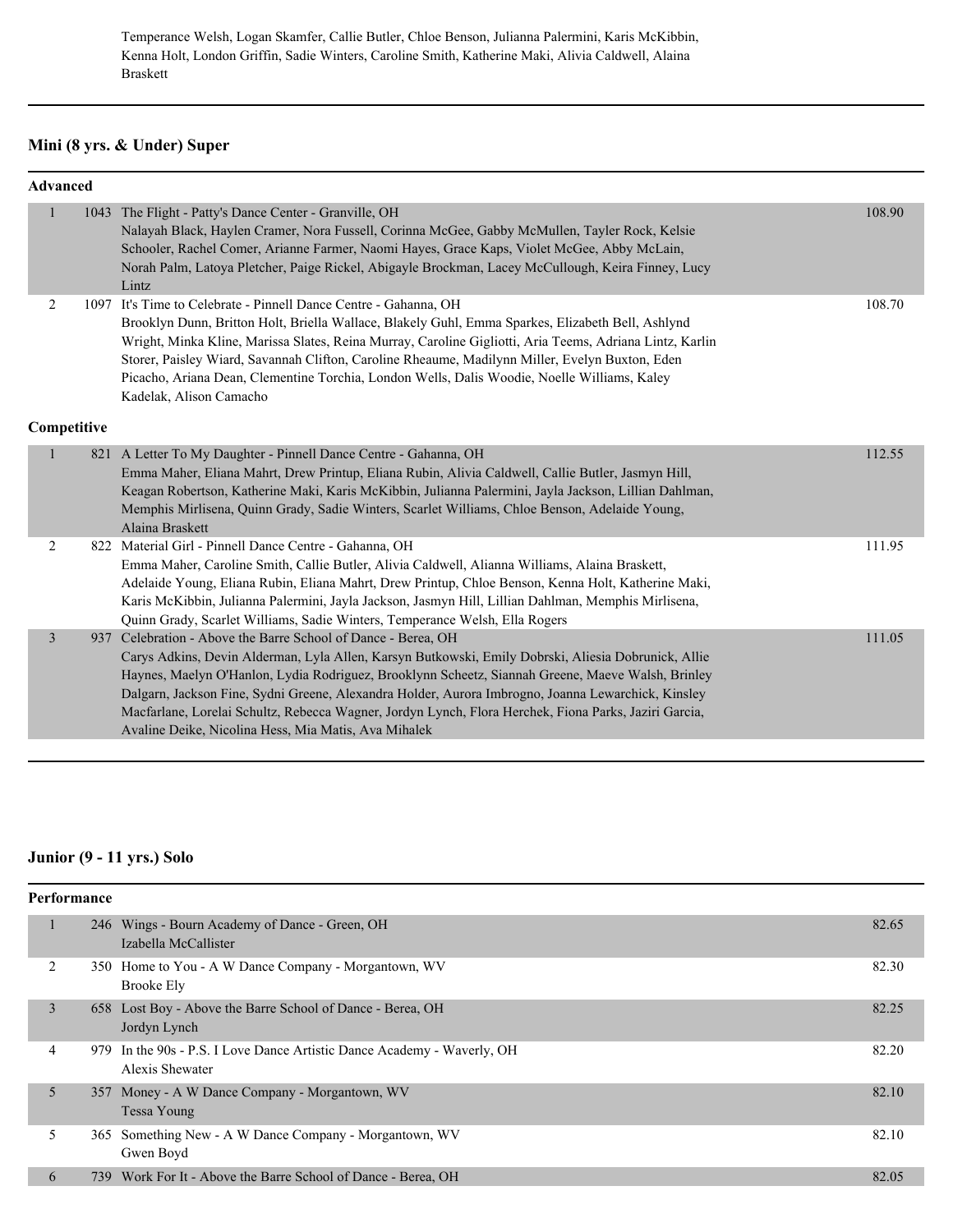Temperance Welsh, Logan Skamfer, Callie Butler, Chloe Benson, Julianna Palermini, Karis McKibbin, Kenna Holt, London Griffin, Sadie Winters, Caroline Smith, Katherine Maki, Alivia Caldwell, Alaina Braskett

## Mini (8 yrs. & Under) Super

### Advanced

| | | | |
|---|---|---|---|
| 1 | 1043 | The Flight - Patty's Dance Center - Granville, OH<br>Nalayah Black, Haylen Cramer, Nora Fussell, Corinna McGee, Gabby McMullen, Tayler Rock, Kelsie Schooler, Rachel Comer, Arianne Farmer, Naomi Hayes, Grace Kaps, Violet McGee, Abby McLain, Norah Palm, Latoya Pletcher, Paige Rickel, Abigayle Brockman, Lacey McCullough, Keira Finney, Lucy Lintz | 108.90 |
| 2 | 1097 | It's Time to Celebrate - Pinnell Dance Centre - Gahanna, OH<br>Brooklyn Dunn, Britton Holt, Briella Wallace, Blakely Guhl, Emma Sparkes, Elizabeth Bell, Ashlynd Wright, Minka Kline, Marissa Slates, Reina Murray, Caroline Gigliotti, Aria Teems, Adriana Lintz, Karlin Storer, Paisley Wiard, Savannah Clifton, Caroline Rheaume, Madilynn Miller, Evelyn Buxton, Eden Picacho, Ariana Dean, Clementine Torchia, London Wells, Dalis Woodie, Noelle Williams, Kaley Kadelak, Alison Camacho | 108.70 |

### Competitive

| | | | |
|---|---|---|---|
| 1 | 821 | A Letter To My Daughter - Pinnell Dance Centre - Gahanna, OH<br>Emma Maher, Eliana Mahrt, Drew Printup, Eliana Rubin, Alivia Caldwell, Callie Butler, Jasmyn Hill, Keagan Robertson, Katherine Maki, Karis McKibbin, Julianna Palermini, Jayla Jackson, Lillian Dahlman, Memphis Mirlisena, Quinn Grady, Sadie Winters, Scarlet Williams, Chloe Benson, Adelaide Young, Alaina Braskett | 112.55 |
| 2 | 822 | Material Girl - Pinnell Dance Centre - Gahanna, OH<br>Emma Maher, Caroline Smith, Callie Butler, Alivia Caldwell, Alianna Williams, Alaina Braskett, Adelaide Young, Eliana Rubin, Eliana Mahrt, Drew Printup, Chloe Benson, Kenna Holt, Katherine Maki, Karis McKibbin, Julianna Palermini, Jayla Jackson, Jasmyn Hill, Lillian Dahlman, Memphis Mirlisena, Quinn Grady, Scarlet Williams, Sadie Winters, Temperance Welsh, Ella Rogers | 111.95 |
| 3 | 937 | Celebration - Above the Barre School of Dance - Berea, OH<br>Carys Adkins, Devin Alderman, Lyla Allen, Karsyn Butkowski, Emily Dobrski, Aliesia Dobrunick, Allie Haynes, Maelyn O'Hanlon, Lydia Rodriguez, Brooklynn Scheetz, Siannah Greene, Maeve Walsh, Brinley Dalgarn, Jackson Fine, Sydni Greene, Alexandra Holder, Aurora Imbrogno, Joanna Lewarchick, Kinsley Macfarlane, Lorelai Schultz, Rebecca Wagner, Jordyn Lynch, Flora Herchek, Fiona Parks, Jaziri Garcia, Avaline Deike, Nicolina Hess, Mia Matis, Ava Mihalek | 111.05 |

## Junior (9 - 11 yrs.) Solo

### Performance

| | | | |
|---|---|---|---|
| 1 | 246 | Wings - Bourn Academy of Dance - Green, OH<br>Izabella McCallister | 82.65 |
| 2 | 350 | Home to You - A W Dance Company - Morgantown, WV<br>Brooke Ely | 82.30 |
| 3 | 658 | Lost Boy - Above the Barre School of Dance - Berea, OH<br>Jordyn Lynch | 82.25 |
| 4 | 979 | In the 90s - P.S. I Love Dance Artistic Dance Academy - Waverly, OH<br>Alexis Shewater | 82.20 |
| 5 | 357 | Money - A W Dance Company - Morgantown, WV<br>Tessa Young | 82.10 |
| 5 | 365 | Something New - A W Dance Company - Morgantown, WV<br>Gwen Boyd | 82.10 |
| 6 | 739 | Work For It - Above the Barre School of Dance - Berea, OH | 82.05 |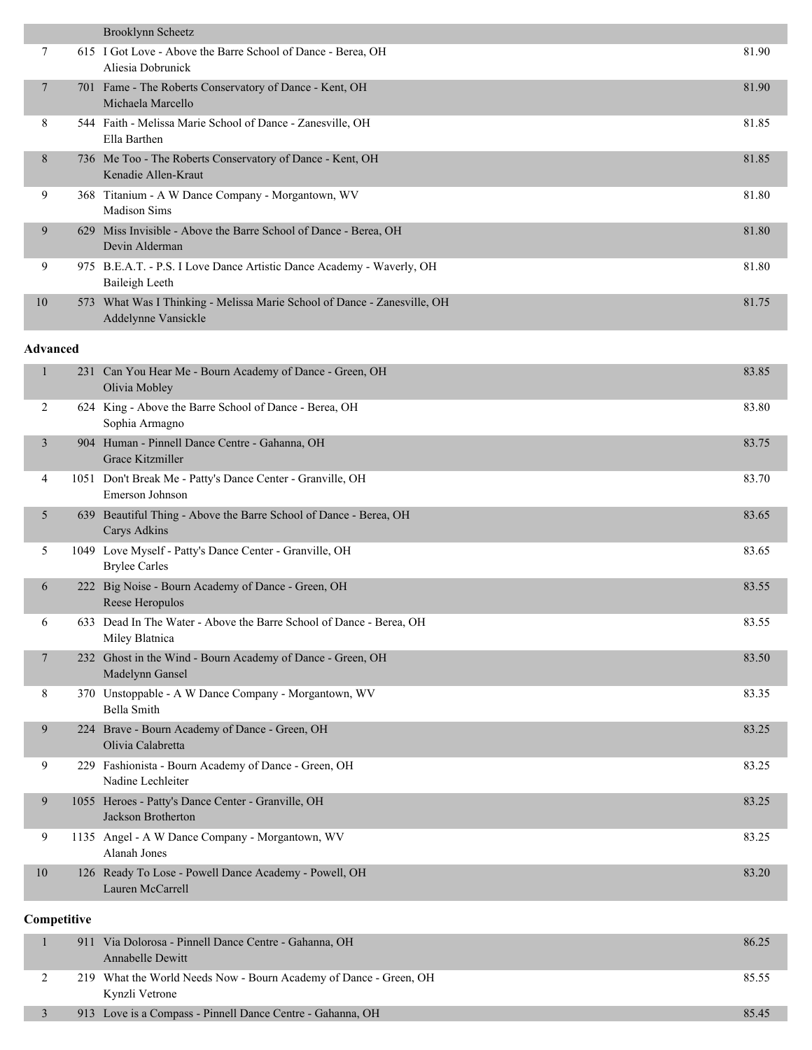| | | | |
|---|---|---|---|
| | | Brooklynn Scheetz | |
| 7 | 615 | I Got Love - Above the Barre School of Dance - Berea, OH<br>Aliesia Dobrunick | 81.90 |
| 7 | 701 | Fame - The Roberts Conservatory of Dance - Kent, OH<br>Michaela Marcello | 81.90 |
| 8 | 544 | Faith - Melissa Marie School of Dance - Zanesville, OH<br>Ella Barthen | 81.85 |
| 8 | 736 | Me Too - The Roberts Conservatory of Dance - Kent, OH<br>Kenadie Allen-Kraut | 81.85 |
| 9 | 368 | Titanium - A W Dance Company - Morgantown, WV<br>Madison Sims | 81.80 |
| 9 | 629 | Miss Invisible - Above the Barre School of Dance - Berea, OH<br>Devin Alderman | 81.80 |
| 9 | 975 | B.E.A.T. - P.S. I Love Dance Artistic Dance Academy - Waverly, OH<br>Baileigh Leeth | 81.80 |
| 10 | 573 | What Was I Thinking - Melissa Marie School of Dance - Zanesville, OH<br>Addelynne Vansickle | 81.75 |

**Advanced**

| | | | |
|---|---|---|---|
| 1 | 231 | Can You Hear Me - Bourn Academy of Dance - Green, OH<br>Olivia Mobley | 83.85 |
| 2 | 624 | King - Above the Barre School of Dance - Berea, OH<br>Sophia Armagno | 83.80 |
| 3 | 904 | Human - Pinnell Dance Centre - Gahanna, OH<br>Grace Kitzmiller | 83.75 |
| 4 | 1051 | Don't Break Me - Patty's Dance Center - Granville, OH<br>Emerson Johnson | 83.70 |
| 5 | 639 | Beautiful Thing - Above the Barre School of Dance - Berea, OH<br>Carys Adkins | 83.65 |
| 5 | 1049 | Love Myself - Patty's Dance Center - Granville, OH<br>Brylee Carles | 83.65 |
| 6 | 222 | Big Noise - Bourn Academy of Dance - Green, OH<br>Reese Heropulos | 83.55 |
| 6 | 633 | Dead In The Water - Above the Barre School of Dance - Berea, OH<br>Miley Blatnica | 83.55 |
| 7 | 232 | Ghost in the Wind - Bourn Academy of Dance - Green, OH<br>Madelynn Gansel | 83.50 |
| 8 | 370 | Unstoppable - A W Dance Company - Morgantown, WV<br>Bella Smith | 83.35 |
| 9 | 224 | Brave - Bourn Academy of Dance - Green, OH<br>Olivia Calabretta | 83.25 |
| 9 | 229 | Fashionista - Bourn Academy of Dance - Green, OH<br>Nadine Lechleiter | 83.25 |
| 9 | 1055 | Heroes - Patty's Dance Center - Granville, OH<br>Jackson Brotherton | 83.25 |
| 9 | 1135 | Angel - A W Dance Company - Morgantown, WV<br>Alanah Jones | 83.25 |
| 10 | 126 | Ready To Lose - Powell Dance Academy - Powell, OH<br>Lauren McCarrell | 83.20 |

**Competitive**

| | | | |
|---|---|---|---|
| 1 | 911 | Via Dolorosa - Pinnell Dance Centre - Gahanna, OH<br>Annabelle Dewitt | 86.25 |
| 2 | 219 | What the World Needs Now - Bourn Academy of Dance - Green, OH<br>Kynzli Vetrone | 85.55 |
| 3 | 913 | Love is a Compass - Pinnell Dance Centre - Gahanna, OH | 85.45 |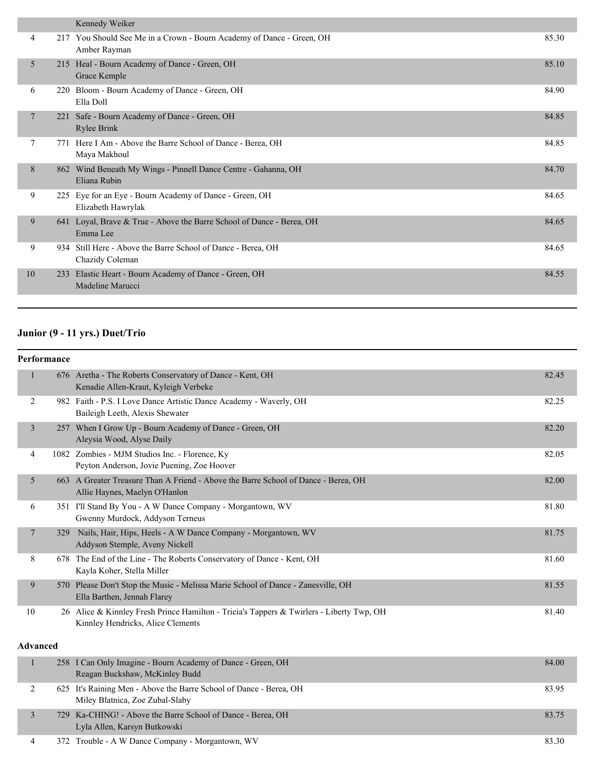| | | | |
|---|---|---|---|
| | | Kennedy Weiker | |
| 4 | 217 | You Should See Me in a Crown - Bourn Academy of Dance - Green, OH<br>Amber Rayman | 85.30 |
| 5 | 215 | Heal - Bourn Academy of Dance - Green, OH<br>Grace Kemple | 85.10 |
| 6 | 220 | Bloom - Bourn Academy of Dance - Green, OH<br>Ella Doll | 84.90 |
| 7 | 221 | Safe - Bourn Academy of Dance - Green, OH<br>Rylee Brink | 84.85 |
| 7 | 771 | Here I Am - Above the Barre School of Dance - Berea, OH<br>Maya Makhoul | 84.85 |
| 8 | 862 | Wind Beneath My Wings - Pinnell Dance Centre - Gahanna, OH<br>Eliana Rubin | 84.70 |
| 9 | 225 | Eye for an Eye - Bourn Academy of Dance - Green, OH<br>Elizabeth Hawrylak | 84.65 |
| 9 | 641 | Loyal, Brave & True - Above the Barre School of Dance - Berea, OH<br>Emma Lee | 84.65 |
| 9 | 934 | Still Here - Above the Barre School of Dance - Berea, OH<br>Chazidy Coleman | 84.65 |
| 10 | 233 | Elastic Heart - Bourn Academy of Dance - Green, OH<br>Madeline Marucci | 84.55 |

## Junior (9 - 11 yrs.) Duet/Trio

**Performance**

| | | | |
|---|---|---|---|
| 1 | 676 | Aretha - The Roberts Conservatory of Dance - Kent, OH<br>Kenadie Allen-Kraut, Kyleigh Verbeke | 82.45 |
| 2 | 982 | Faith - P.S. I Love Dance Artistic Dance Academy - Waverly, OH<br>Baileigh Leeth, Alexis Shewater | 82.25 |
| 3 | 257 | When I Grow Up - Bourn Academy of Dance - Green, OH<br>Aleysia Wood, Alyse Daily | 82.20 |
| 4 | 1082 | Zombies - MJM Studios Inc. - Florence, Ky<br>Peyton Anderson, Jovie Puening, Zoe Hoover | 82.05 |
| 5 | 663 | A Greater Treasure Than A Friend - Above the Barre School of Dance - Berea, OH<br>Allie Haynes, Maelyn O'Hanlon | 82.00 |
| 6 | 351 | I'll Stand By You - A W Dance Company - Morgantown, WV<br>Gwenny Murdock, Addyson Terneus | 81.80 |
| 7 | 329 | Nails, Hair, Hips, Heels - A W Dance Company - Morgantown, WV<br>Addyson Stemple, Aveny Nickell | 81.75 |
| 8 | 678 | The End of the Line - The Roberts Conservatory of Dance - Kent, OH<br>Kayla Koher, Stella Miller | 81.60 |
| 9 | 570 | Please Don't Stop the Music - Melissa Marie School of Dance - Zanesville, OH<br>Ella Barthen, Jennah Flarey | 81.55 |
| 10 | 26 | Alice & Kinnley Fresh Prince Hamilton - Tricia's Tappers & Twirlers - Liberty Twp, OH<br>Kinnley Hendricks, Alice Clements | 81.40 |

**Advanced**

| | | | |
|---|---|---|---|
| 1 | 258 | I Can Only Imagine - Bourn Academy of Dance - Green, OH<br>Reagan Buckshaw, McKinley Budd | 84.00 |
| 2 | 625 | It's Raining Men - Above the Barre School of Dance - Berea, OH<br>Miley Blatnica, Zoe Zubal-Slaby | 83.95 |
| 3 | 729 | Ka-CHING! - Above the Barre School of Dance - Berea, OH<br>Lyla Allen, Karsyn Butkowski | 83.75 |
| 4 | 372 | Trouble - A W Dance Company - Morgantown, WV | 83.30 |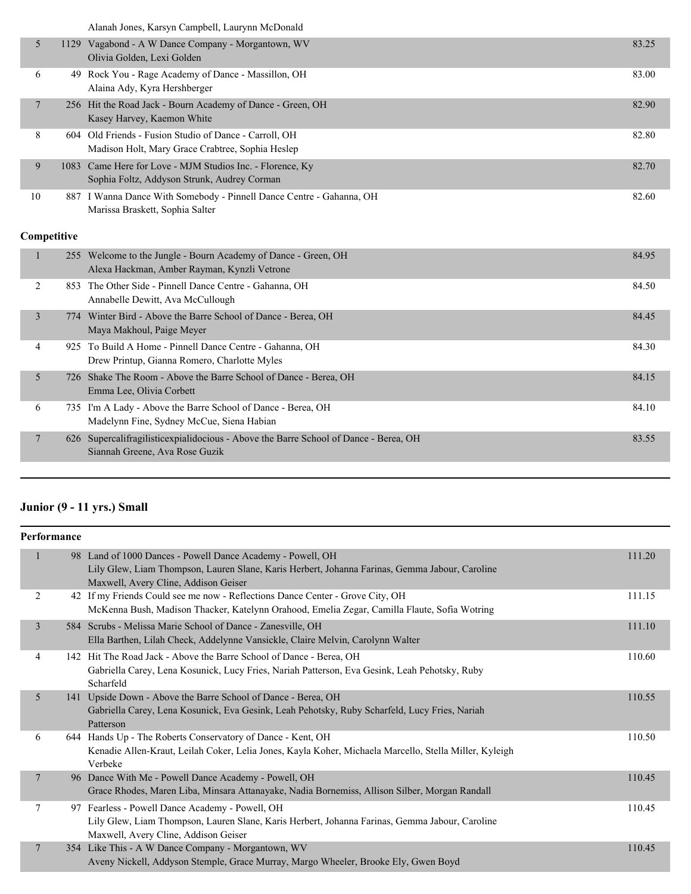| | | | |
|---|---|---|---|
| | | Alanah Jones, Karsyn Campbell, Laurynn McDonald | |
| 5 | 1129 | Vagabond - A W Dance Company - Morgantown, WV<br>Olivia Golden, Lexi Golden | 83.25 |
| 6 | 49 | Rock You - Rage Academy of Dance - Massillon, OH<br>Alaina Ady, Kyra Hershberger | 83.00 |
| 7 | 256 | Hit the Road Jack - Bourn Academy of Dance - Green, OH<br>Kasey Harvey, Kaemon White | 82.90 |
| 8 | 604 | Old Friends - Fusion Studio of Dance - Carroll, OH<br>Madison Holt, Mary Grace Crabtree, Sophia Heslep | 82.80 |
| 9 | 1083 | Came Here for Love - MJM Studios Inc. - Florence, Ky<br>Sophia Foltz, Addyson Strunk, Audrey Corman | 82.70 |
| 10 | 887 | I Wanna Dance With Somebody - Pinnell Dance Centre - Gahanna, OH<br>Marissa Braskett, Sophia Salter | 82.60 |

**Competitive**

| | | | |
|---|---|---|---|
| 1 | 255 | Welcome to the Jungle - Bourn Academy of Dance - Green, OH<br>Alexa Hackman, Amber Rayman, Kynzli Vetrone | 84.95 |
| 2 | 853 | The Other Side - Pinnell Dance Centre - Gahanna, OH<br>Annabelle Dewitt, Ava McCullough | 84.50 |
| 3 | 774 | Winter Bird - Above the Barre School of Dance - Berea, OH<br>Maya Makhoul, Paige Meyer | 84.45 |
| 4 | 925 | To Build A Home - Pinnell Dance Centre - Gahanna, OH<br>Drew Printup, Gianna Romero, Charlotte Myles | 84.30 |
| 5 | 726 | Shake The Room - Above the Barre School of Dance - Berea, OH<br>Emma Lee, Olivia Corbett | 84.15 |
| 6 | 735 | I'm A Lady - Above the Barre School of Dance - Berea, OH<br>Madelynn Fine, Sydney McCue, Siena Habian | 84.10 |
| 7 | 626 | Supercalifragilisticexpialidocious - Above the Barre School of Dance - Berea, OH<br>Siannah Greene, Ava Rose Guzik | 83.55 |

## Junior (9 - 11 yrs.) Small

**Performance**

| | | | |
|---|---|---|---|
| 1 | 98 | Land of 1000 Dances - Powell Dance Academy - Powell, OH<br>Lily Glew, Liam Thompson, Lauren Slane, Karis Herbert, Johanna Farinas, Gemma Jabour, Caroline Maxwell, Avery Cline, Addison Geiser | 111.20 |
| 2 | 42 | If my Friends Could see me now - Reflections Dance Center - Grove City, OH<br>McKenna Bush, Madison Thacker, Katelynn Orahood, Emelia Zegar, Camilla Flaute, Sofia Wotring | 111.15 |
| 3 | 584 | Scrubs - Melissa Marie School of Dance - Zanesville, OH<br>Ella Barthen, Lilah Check, Addelynne Vansickle, Claire Melvin, Carolynn Walter | 111.10 |
| 4 | 142 | Hit The Road Jack - Above the Barre School of Dance - Berea, OH<br>Gabriella Carey, Lena Kosunick, Lucy Fries, Nariah Patterson, Eva Gesink, Leah Pehotsky, Ruby Scharfeld | 110.60 |
| 5 | 141 | Upside Down - Above the Barre School of Dance - Berea, OH<br>Gabriella Carey, Lena Kosunick, Eva Gesink, Leah Pehotsky, Ruby Scharfeld, Lucy Fries, Nariah Patterson | 110.55 |
| 6 | 644 | Hands Up - The Roberts Conservatory of Dance - Kent, OH<br>Kenadie Allen-Kraut, Leilah Coker, Lelia Jones, Kayla Koher, Michaela Marcello, Stella Miller, Kyleigh Verbeke | 110.50 |
| 7 | 96 | Dance With Me - Powell Dance Academy - Powell, OH<br>Grace Rhodes, Maren Liba, Minsara Attanayake, Nadia Bornemiss, Allison Silber, Morgan Randall | 110.45 |
| 7 | 97 | Fearless - Powell Dance Academy - Powell, OH<br>Lily Glew, Liam Thompson, Lauren Slane, Karis Herbert, Johanna Farinas, Gemma Jabour, Caroline Maxwell, Avery Cline, Addison Geiser | 110.45 |
| 7 | 354 | Like This - A W Dance Company - Morgantown, WV<br>Aveny Nickell, Addyson Stemple, Grace Murray, Margo Wheeler, Brooke Ely, Gwen Boyd | 110.45 |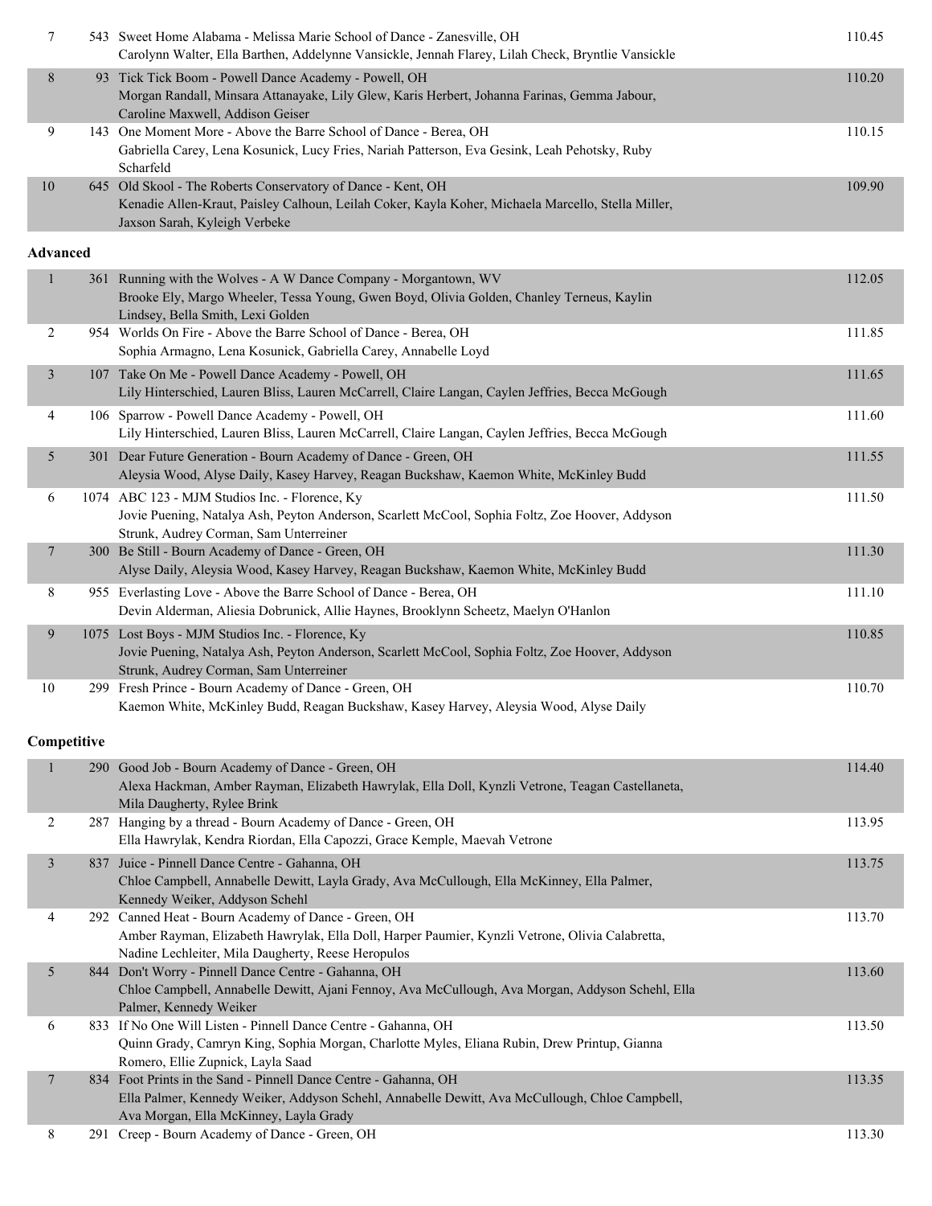| | | | |
|---|---|---|---|
| 7 | 543 | Sweet Home Alabama - Melissa Marie School of Dance - Zanesville, OH<br>Carolynn Walter, Ella Barthen, Addelynne Vansickle, Jennah Flarey, Lilah Check, Bryntlie Vansickle | 110.45 |
| 8 | 93 | Tick Tick Boom - Powell Dance Academy - Powell, OH<br>Morgan Randall, Minsara Attanayake, Lily Glew, Karis Herbert, Johanna Farinas, Gemma Jabour, Caroline Maxwell, Addison Geiser | 110.20 |
| 9 | 143 | One Moment More - Above the Barre School of Dance - Berea, OH<br>Gabriella Carey, Lena Kosunick, Lucy Fries, Nariah Patterson, Eva Gesink, Leah Pehotsky, Ruby Scharfeld | 110.15 |
| 10 | 645 | Old Skool - The Roberts Conservatory of Dance - Kent, OH<br>Kenadie Allen-Kraut, Paisley Calhoun, Leilah Coker, Kayla Koher, Michaela Marcello, Stella Miller, Jaxson Sarah, Kyleigh Verbeke | 109.90 |

**Advanced**

| | | | |
|---|---|---|---|
| 1 | 361 | Running with the Wolves - A W Dance Company - Morgantown, WV<br>Brooke Ely, Margo Wheeler, Tessa Young, Gwen Boyd, Olivia Golden, Chanley Terneus, Kaylin Lindsey, Bella Smith, Lexi Golden | 112.05 |
| 2 | 954 | Worlds On Fire - Above the Barre School of Dance - Berea, OH<br>Sophia Armagno, Lena Kosunick, Gabriella Carey, Annabelle Loyd | 111.85 |
| 3 | 107 | Take On Me - Powell Dance Academy - Powell, OH<br>Lily Hinterschied, Lauren Bliss, Lauren McCarrell, Claire Langan, Caylen Jeffries, Becca McGough | 111.65 |
| 4 | 106 | Sparrow - Powell Dance Academy - Powell, OH<br>Lily Hinterschied, Lauren Bliss, Lauren McCarrell, Claire Langan, Caylen Jeffries, Becca McGough | 111.60 |
| 5 | 301 | Dear Future Generation - Bourn Academy of Dance - Green, OH<br>Aleysia Wood, Alyse Daily, Kasey Harvey, Reagan Buckshaw, Kaemon White, McKinley Budd | 111.55 |
| 6 | 1074 | ABC 123 - MJM Studios Inc. - Florence, Ky<br>Jovie Puening, Natalya Ash, Peyton Anderson, Scarlett McCool, Sophia Foltz, Zoe Hoover, Addyson Strunk, Audrey Corman, Sam Unterreiner | 111.50 |
| 7 | 300 | Be Still - Bourn Academy of Dance - Green, OH<br>Alyse Daily, Aleysia Wood, Kasey Harvey, Reagan Buckshaw, Kaemon White, McKinley Budd | 111.30 |
| 8 | 955 | Everlasting Love - Above the Barre School of Dance - Berea, OH<br>Devin Alderman, Aliesia Dobrunick, Allie Haynes, Brooklynn Scheetz, Maelyn O'Hanlon | 111.10 |
| 9 | 1075 | Lost Boys - MJM Studios Inc. - Florence, Ky<br>Jovie Puening, Natalya Ash, Peyton Anderson, Scarlett McCool, Sophia Foltz, Zoe Hoover, Addyson Strunk, Audrey Corman, Sam Unterreiner | 110.85 |
| 10 | 299 | Fresh Prince - Bourn Academy of Dance - Green, OH<br>Kaemon White, McKinley Budd, Reagan Buckshaw, Kasey Harvey, Aleysia Wood, Alyse Daily | 110.70 |

**Competitive**

| | | | |
|---|---|---|---|
| 1 | 290 | Good Job - Bourn Academy of Dance - Green, OH<br>Alexa Hackman, Amber Rayman, Elizabeth Hawrylak, Ella Doll, Kynzli Vetrone, Teagan Castellaneta, Mila Daugherty, Rylee Brink | 114.40 |
| 2 | 287 | Hanging by a thread - Bourn Academy of Dance - Green, OH<br>Ella Hawrylak, Kendra Riordan, Ella Capozzi, Grace Kemple, Maevah Vetrone | 113.95 |
| 3 | 837 | Juice - Pinnell Dance Centre - Gahanna, OH<br>Chloe Campbell, Annabelle Dewitt, Layla Grady, Ava McCullough, Ella McKinney, Ella Palmer, Kennedy Weiker, Addyson Schehl | 113.75 |
| 4 | 292 | Canned Heat - Bourn Academy of Dance - Green, OH<br>Amber Rayman, Elizabeth Hawrylak, Ella Doll, Harper Paumier, Kynzli Vetrone, Olivia Calabretta, Nadine Lechleiter, Mila Daugherty, Reese Heropulos | 113.70 |
| 5 | 844 | Don't Worry - Pinnell Dance Centre - Gahanna, OH<br>Chloe Campbell, Annabelle Dewitt, Ajani Fennoy, Ava McCullough, Ava Morgan, Addyson Schehl, Ella Palmer, Kennedy Weiker | 113.60 |
| 6 | 833 | If No One Will Listen - Pinnell Dance Centre - Gahanna, OH<br>Quinn Grady, Camryn King, Sophia Morgan, Charlotte Myles, Eliana Rubin, Drew Printup, Gianna Romero, Ellie Zupnick, Layla Saad | 113.50 |
| 7 | 834 | Foot Prints in the Sand - Pinnell Dance Centre - Gahanna, OH<br>Ella Palmer, Kennedy Weiker, Addyson Schehl, Annabelle Dewitt, Ava McCullough, Chloe Campbell, Ava Morgan, Ella McKinney, Layla Grady | 113.35 |
| 8 | 291 | Creep - Bourn Academy of Dance - Green, OH | 113.30 |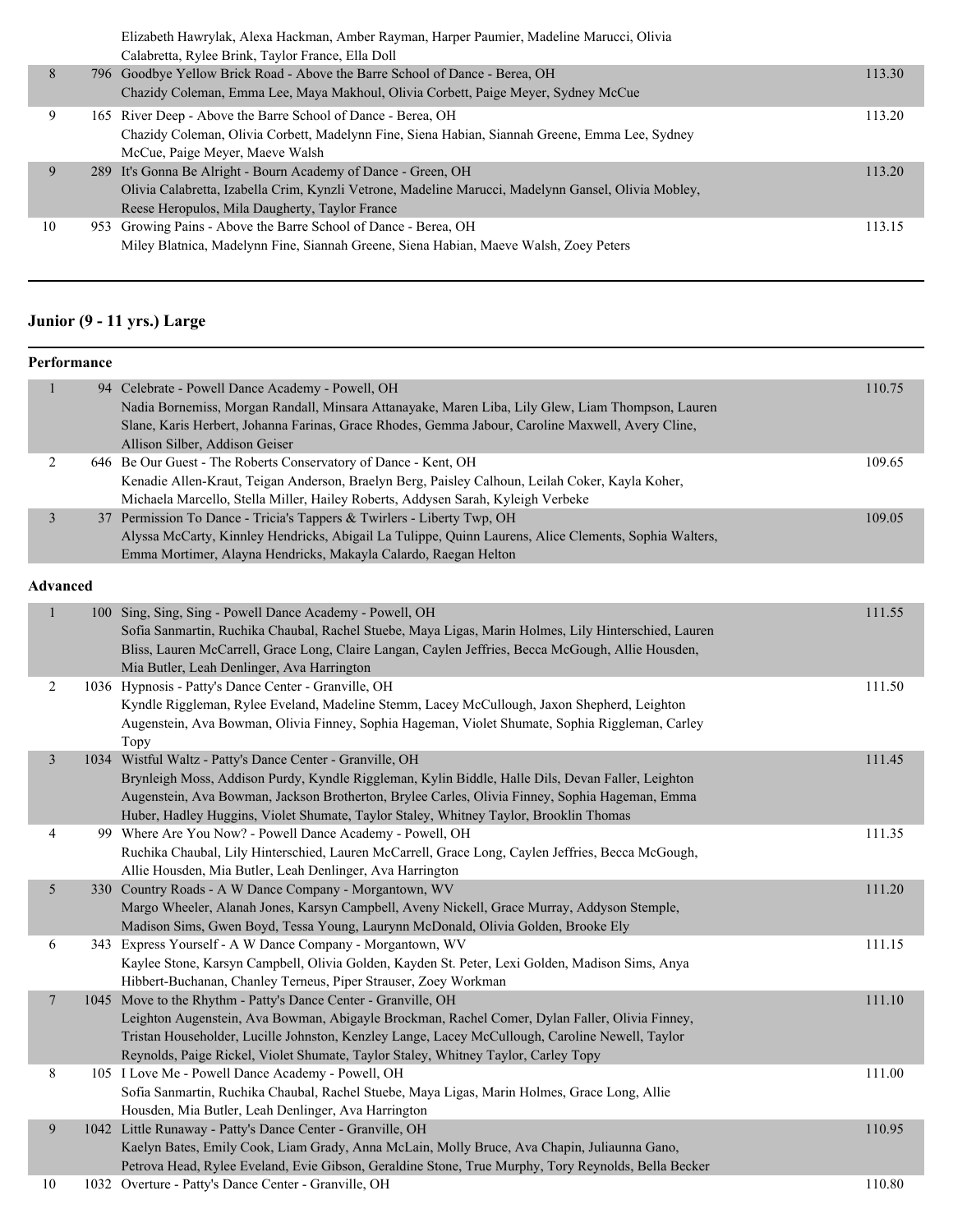|  |  |  |  |
|---|---|---|---|
|  |  | Elizabeth Hawrylak, Alexa Hackman, Amber Rayman, Harper Paumier, Madeline Marucci, Olivia Calabretta, Rylee Brink, Taylor France, Ella Doll |  |
| 8 | 796 | Goodbye Yellow Brick Road - Above the Barre School of Dance - Berea, OH<br>Chazidy Coleman, Emma Lee, Maya Makhoul, Olivia Corbett, Paige Meyer, Sydney McCue | 113.30 |
| 9 | 165 | River Deep - Above the Barre School of Dance - Berea, OH<br>Chazidy Coleman, Olivia Corbett, Madelynn Fine, Siena Habian, Siannah Greene, Emma Lee, Sydney McCue, Paige Meyer, Maeve Walsh | 113.20 |
| 9 | 289 | It's Gonna Be Alright - Bourn Academy of Dance - Green, OH<br>Olivia Calabretta, Izabella Crim, Kynzli Vetrone, Madeline Marucci, Madelynn Gansel, Olivia Mobley, Reese Heropulos, Mila Daugherty, Taylor France | 113.20 |
| 10 | 953 | Growing Pains - Above the Barre School of Dance - Berea, OH<br>Miley Blatnica, Madelynn Fine, Siannah Greene, Siena Habian, Maeve Walsh, Zoey Peters | 113.15 |

## Junior (9 - 11 yrs.) Large

### Performance

|  |  |  |  |
|---|---|---|---|
| 1 | 94 | Celebrate - Powell Dance Academy - Powell, OH<br>Nadia Bornemiss, Morgan Randall, Minsara Attanayake, Maren Liba, Lily Glew, Liam Thompson, Lauren Slane, Karis Herbert, Johanna Farinas, Grace Rhodes, Gemma Jabour, Caroline Maxwell, Avery Cline, Allison Silber, Addison Geiser | 110.75 |
| 2 | 646 | Be Our Guest - The Roberts Conservatory of Dance - Kent, OH<br>Kenadie Allen-Kraut, Teigan Anderson, Braelyn Berg, Paisley Calhoun, Leilah Coker, Kayla Koher, Michaela Marcello, Stella Miller, Hailey Roberts, Addysen Sarah, Kyleigh Verbeke | 109.65 |
| 3 | 37 | Permission To Dance - Tricia's Tappers & Twirlers - Liberty Twp, OH<br>Alyssa McCarty, Kinnley Hendricks, Abigail La Tulippe, Quinn Laurens, Alice Clements, Sophia Walters, Emma Mortimer, Alayna Hendricks, Makayla Calardo, Raegan Helton | 109.05 |

### Advanced

|  |  |  |  |
|---|---|---|---|
| 1 | 100 | Sing, Sing, Sing - Powell Dance Academy - Powell, OH<br>Sofia Sanmartin, Ruchika Chaubal, Rachel Stuebe, Maya Ligas, Marin Holmes, Lily Hinterschied, Lauren Bliss, Lauren McCarrell, Grace Long, Claire Langan, Caylen Jeffries, Becca McGough, Allie Housden, Mia Butler, Leah Denlinger, Ava Harrington | 111.55 |
| 2 | 1036 | Hypnosis - Patty's Dance Center - Granville, OH<br>Kyndle Riggleman, Rylee Eveland, Madeline Stemm, Lacey McCullough, Jaxon Shepherd, Leighton Augenstein, Ava Bowman, Olivia Finney, Sophia Hageman, Violet Shumate, Sophia Riggleman, Carley Topy | 111.50 |
| 3 | 1034 | Wistful Waltz - Patty's Dance Center - Granville, OH<br>Brynleigh Moss, Addison Purdy, Kyndle Riggleman, Kylin Biddle, Halle Dils, Devan Faller, Leighton Augenstein, Ava Bowman, Jackson Brotherton, Brylee Carles, Olivia Finney, Sophia Hageman, Emma Huber, Hadley Huggins, Violet Shumate, Taylor Staley, Whitney Taylor, Brooklin Thomas | 111.45 |
| 4 | 99 | Where Are You Now? - Powell Dance Academy - Powell, OH<br>Ruchika Chaubal, Lily Hinterschied, Lauren McCarrell, Grace Long, Caylen Jeffries, Becca McGough, Allie Housden, Mia Butler, Leah Denlinger, Ava Harrington | 111.35 |
| 5 | 330 | Country Roads - A W Dance Company - Morgantown, WV<br>Margo Wheeler, Alanah Jones, Karsyn Campbell, Aveny Nickell, Grace Murray, Addyson Stemple, Madison Sims, Gwen Boyd, Tessa Young, Laurynn McDonald, Olivia Golden, Brooke Ely | 111.20 |
| 6 | 343 | Express Yourself - A W Dance Company - Morgantown, WV<br>Kaylee Stone, Karsyn Campbell, Olivia Golden, Kayden St. Peter, Lexi Golden, Madison Sims, Anya Hibbert-Buchanan, Chanley Terneus, Piper Strauser, Zoey Workman | 111.15 |
| 7 | 1045 | Move to the Rhythm - Patty's Dance Center - Granville, OH<br>Leighton Augenstein, Ava Bowman, Abigayle Brockman, Rachel Comer, Dylan Faller, Olivia Finney, Tristan Householder, Lucille Johnston, Kenzley Lange, Lacey McCullough, Caroline Newell, Taylor Reynolds, Paige Rickel, Violet Shumate, Taylor Staley, Whitney Taylor, Carley Topy | 111.10 |
| 8 | 105 | I Love Me - Powell Dance Academy - Powell, OH<br>Sofia Sanmartin, Ruchika Chaubal, Rachel Stuebe, Maya Ligas, Marin Holmes, Grace Long, Allie Housden, Mia Butler, Leah Denlinger, Ava Harrington | 111.00 |
| 9 | 1042 | Little Runaway - Patty's Dance Center - Granville, OH<br>Kaelyn Bates, Emily Cook, Liam Grady, Anna McLain, Molly Bruce, Ava Chapin, Juliaunna Gano, Petrova Head, Rylee Eveland, Evie Gibson, Geraldine Stone, True Murphy, Tory Reynolds, Bella Becker | 110.95 |
| 10 | 1032 | Overture - Patty's Dance Center - Granville, OH | 110.80 |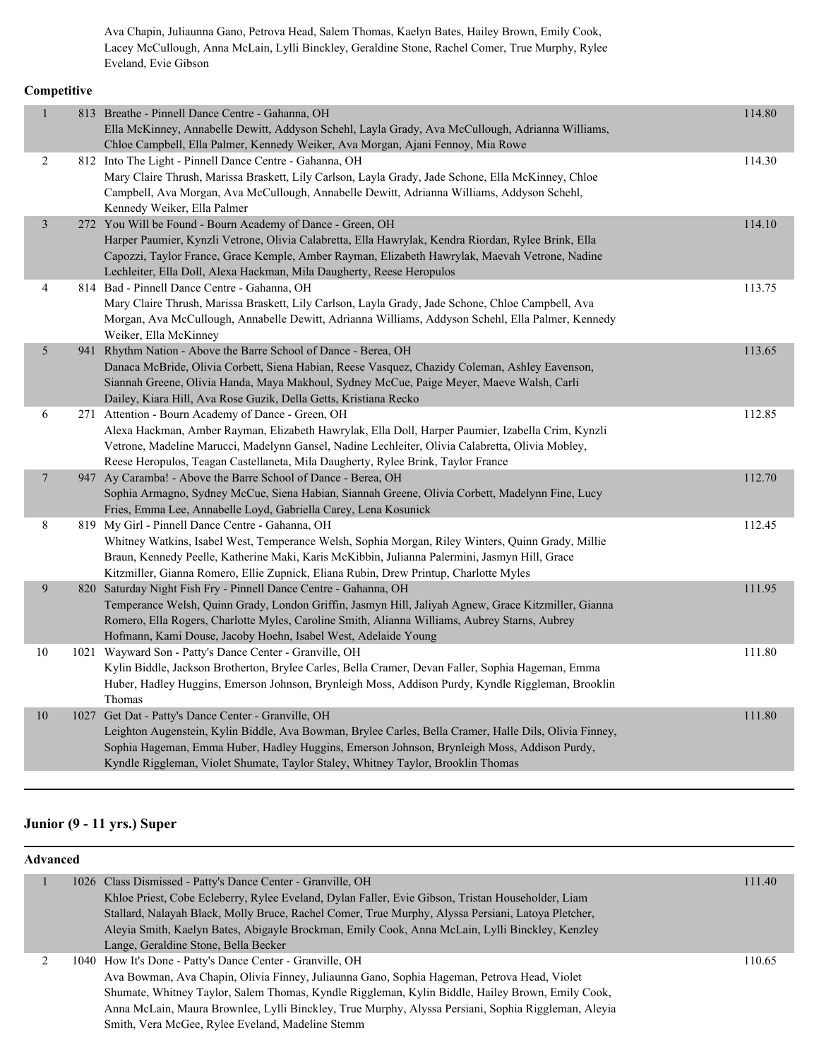Ava Chapin, Juliaunna Gano, Petrova Head, Salem Thomas, Kaelyn Bates, Hailey Brown, Emily Cook, Lacey McCullough, Anna McLain, Lylli Binckley, Geraldine Stone, Rachel Comer, True Murphy, Rylee Eveland, Evie Gibson

**Competitive**

| | | | |
|---|---|---|---|
| 1 | 813 | Breathe - Pinnell Dance Centre - Gahanna, OH<br>Ella McKinney, Annabelle Dewitt, Addyson Schehl, Layla Grady, Ava McCullough, Adrianna Williams, Chloe Campbell, Ella Palmer, Kennedy Weiker, Ava Morgan, Ajani Fennoy, Mia Rowe | 114.80 |
| 2 | 812 | Into The Light - Pinnell Dance Centre - Gahanna, OH<br>Mary Claire Thrush, Marissa Braskett, Lily Carlson, Layla Grady, Jade Schone, Ella McKinney, Chloe Campbell, Ava Morgan, Ava McCullough, Annabelle Dewitt, Adrianna Williams, Addyson Schehl, Kennedy Weiker, Ella Palmer | 114.30 |
| 3 | 272 | You Will be Found - Bourn Academy of Dance - Green, OH<br>Harper Paumier, Kynzli Vetrone, Olivia Calabretta, Ella Hawrylak, Kendra Riordan, Rylee Brink, Ella Capozzi, Taylor France, Grace Kemple, Amber Rayman, Elizabeth Hawrylak, Maevah Vetrone, Nadine Lechleiter, Ella Doll, Alexa Hackman, Mila Daugherty, Reese Heropulos | 114.10 |
| 4 | 814 | Bad - Pinnell Dance Centre - Gahanna, OH<br>Mary Claire Thrush, Marissa Braskett, Lily Carlson, Layla Grady, Jade Schone, Chloe Campbell, Ava Morgan, Ava McCullough, Annabelle Dewitt, Adrianna Williams, Addyson Schehl, Ella Palmer, Kennedy Weiker, Ella McKinney | 113.75 |
| 5 | 941 | Rhythm Nation - Above the Barre School of Dance - Berea, OH<br>Danaca McBride, Olivia Corbett, Siena Habian, Reese Vasquez, Chazidy Coleman, Ashley Eavenson, Siannah Greene, Olivia Handa, Maya Makhoul, Sydney McCue, Paige Meyer, Maeve Walsh, Carli Dailey, Kiara Hill, Ava Rose Guzik, Della Getts, Kristiana Recko | 113.65 |
| 6 | 271 | Attention - Bourn Academy of Dance - Green, OH<br>Alexa Hackman, Amber Rayman, Elizabeth Hawrylak, Ella Doll, Harper Paumier, Izabella Crim, Kynzli Vetrone, Madeline Marucci, Madelynn Gansel, Nadine Lechleiter, Olivia Calabretta, Olivia Mobley, Reese Heropulos, Teagan Castellaneta, Mila Daugherty, Rylee Brink, Taylor France | 112.85 |
| 7 | 947 | Ay Caramba! - Above the Barre School of Dance - Berea, OH<br>Sophia Armagno, Sydney McCue, Siena Habian, Siannah Greene, Olivia Corbett, Madelynn Fine, Lucy Fries, Emma Lee, Annabelle Loyd, Gabriella Carey, Lena Kosunick | 112.70 |
| 8 | 819 | My Girl - Pinnell Dance Centre - Gahanna, OH<br>Whitney Watkins, Isabel West, Temperance Welsh, Sophia Morgan, Riley Winters, Quinn Grady, Millie Braun, Kennedy Peelle, Katherine Maki, Karis McKibbin, Julianna Palermini, Jasmyn Hill, Grace Kitzmiller, Gianna Romero, Ellie Zupnick, Eliana Rubin, Drew Printup, Charlotte Myles | 112.45 |
| 9 | 820 | Saturday Night Fish Fry - Pinnell Dance Centre - Gahanna, OH<br>Temperance Welsh, Quinn Grady, London Griffin, Jasmyn Hill, Jaliyah Agnew, Grace Kitzmiller, Gianna Romero, Ella Rogers, Charlotte Myles, Caroline Smith, Alianna Williams, Aubrey Starns, Aubrey Hofmann, Kami Douse, Jacoby Hoehn, Isabel West, Adelaide Young | 111.95 |
| 10 | 1021 | Wayward Son - Patty's Dance Center - Granville, OH<br>Kylin Biddle, Jackson Brotherton, Brylee Carles, Bella Cramer, Devan Faller, Sophia Hageman, Emma Huber, Hadley Huggins, Emerson Johnson, Brynleigh Moss, Addison Purdy, Kyndle Riggleman, Brooklin Thomas | 111.80 |
| 10 | 1027 | Get Dat - Patty's Dance Center - Granville, OH<br>Leighton Augenstein, Kylin Biddle, Ava Bowman, Brylee Carles, Bella Cramer, Halle Dils, Olivia Finney, Sophia Hageman, Emma Huber, Hadley Huggins, Emerson Johnson, Brynleigh Moss, Addison Purdy, Kyndle Riggleman, Violet Shumate, Taylor Staley, Whitney Taylor, Brooklin Thomas | 111.80 |

## Junior (9 - 11 yrs.) Super

**Advanced**

| | | | |
|---|---|---|---|
| 1 | 1026 | Class Dismissed - Patty's Dance Center - Granville, OH<br>Khloe Priest, Cobe Ecleberry, Rylee Eveland, Dylan Faller, Evie Gibson, Tristan Householder, Liam Stallard, Nalayah Black, Molly Bruce, Rachel Comer, True Murphy, Alyssa Persiani, Latoya Pletcher, Aleyia Smith, Kaelyn Bates, Abigayle Brockman, Emily Cook, Anna McLain, Lylli Binckley, Kenzley Lange, Geraldine Stone, Bella Becker | 111.40 |
| 2 | 1040 | How It's Done - Patty's Dance Center - Granville, OH<br>Ava Bowman, Ava Chapin, Olivia Finney, Juliaunna Gano, Sophia Hageman, Petrova Head, Violet Shumate, Whitney Taylor, Salem Thomas, Kyndle Riggleman, Kylin Biddle, Hailey Brown, Emily Cook, Anna McLain, Maura Brownlee, Lylli Binckley, True Murphy, Alyssa Persiani, Sophia Riggleman, Aleyia Smith, Vera McGee, Rylee Eveland, Madeline Stemm | 110.65 |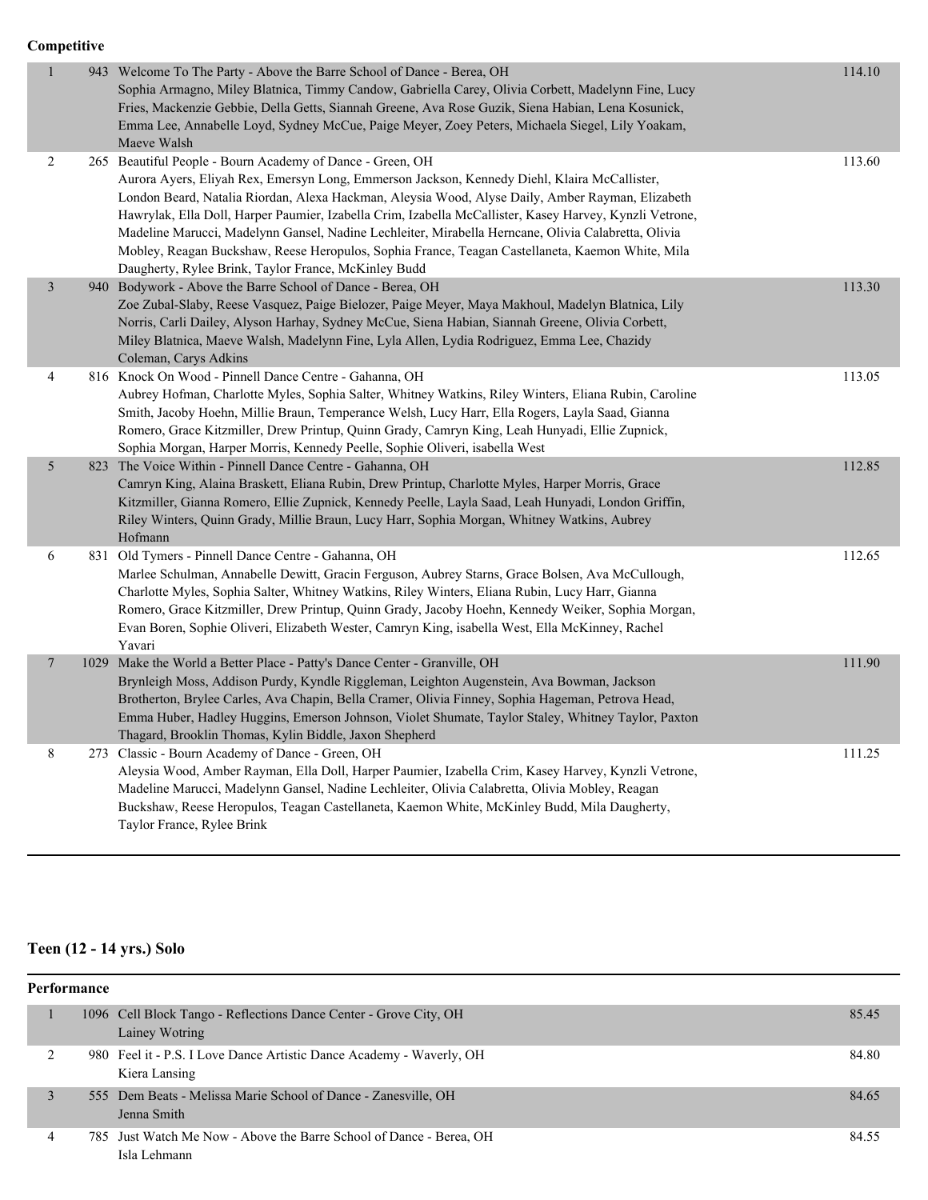**Competitive**

| | | | |
|---|---|---|---|
| 1 | 943 | Welcome To The Party - Above the Barre School of Dance - Berea, OH<br>Sophia Armagno, Miley Blatnica, Timmy Candow, Gabriella Carey, Olivia Corbett, Madelynn Fine, Lucy Fries, Mackenzie Gebbie, Della Getts, Siannah Greene, Ava Rose Guzik, Siena Habian, Lena Kosunick, Emma Lee, Annabelle Loyd, Sydney McCue, Paige Meyer, Zoey Peters, Michaela Siegel, Lily Yoakam, Maeve Walsh | 114.10 |
| 2 | 265 | Beautiful People - Bourn Academy of Dance - Green, OH<br>Aurora Ayers, Eliyah Rex, Emersyn Long, Emmerson Jackson, Kennedy Diehl, Klaira McCallister, London Beard, Natalia Riordan, Alexa Hackman, Aleysia Wood, Alyse Daily, Amber Rayman, Elizabeth Hawrylak, Ella Doll, Harper Paumier, Izabella Crim, Izabella McCallister, Kasey Harvey, Kynzli Vetrone, Madeline Marucci, Madelynn Gansel, Nadine Lechleiter, Mirabella Herncane, Olivia Calabretta, Olivia Mobley, Reagan Buckshaw, Reese Heropulos, Sophia France, Teagan Castellaneta, Kaemon White, Mila Daugherty, Rylee Brink, Taylor France, McKinley Budd | 113.60 |
| 3 | 940 | Bodywork - Above the Barre School of Dance - Berea, OH<br>Zoe Zubal-Slaby, Reese Vasquez, Paige Bielozer, Paige Meyer, Maya Makhoul, Madelyn Blatnica, Lily Norris, Carli Dailey, Alyson Harhay, Sydney McCue, Siena Habian, Siannah Greene, Olivia Corbett, Miley Blatnica, Maeve Walsh, Madelynn Fine, Lyla Allen, Lydia Rodriguez, Emma Lee, Chazidy Coleman, Carys Adkins | 113.30 |
| 4 | 816 | Knock On Wood - Pinnell Dance Centre - Gahanna, OH<br>Aubrey Hofman, Charlotte Myles, Sophia Salter, Whitney Watkins, Riley Winters, Eliana Rubin, Caroline Smith, Jacoby Hoehn, Millie Braun, Temperance Welsh, Lucy Harr, Ella Rogers, Layla Saad, Gianna Romero, Grace Kitzmiller, Drew Printup, Quinn Grady, Camryn King, Leah Hunyadi, Ellie Zupnick, Sophia Morgan, Harper Morris, Kennedy Peelle, Sophie Oliveri, isabella West | 113.05 |
| 5 | 823 | The Voice Within - Pinnell Dance Centre - Gahanna, OH<br>Camryn King, Alaina Braskett, Eliana Rubin, Drew Printup, Charlotte Myles, Harper Morris, Grace Kitzmiller, Gianna Romero, Ellie Zupnick, Kennedy Peelle, Layla Saad, Leah Hunyadi, London Griffin, Riley Winters, Quinn Grady, Millie Braun, Lucy Harr, Sophia Morgan, Whitney Watkins, Aubrey Hofmann | 112.85 |
| 6 | 831 | Old Tymers - Pinnell Dance Centre - Gahanna, OH<br>Marlee Schulman, Annabelle Dewitt, Gracin Ferguson, Aubrey Starns, Grace Bolsen, Ava McCullough, Charlotte Myles, Sophia Salter, Whitney Watkins, Riley Winters, Eliana Rubin, Lucy Harr, Gianna Romero, Grace Kitzmiller, Drew Printup, Quinn Grady, Jacoby Hoehn, Kennedy Weiker, Sophia Morgan, Evan Boren, Sophie Oliveri, Elizabeth Wester, Camryn King, isabella West, Ella McKinney, Rachel Yavari | 112.65 |
| 7 | 1029 | Make the World a Better Place - Patty's Dance Center - Granville, OH<br>Brynleigh Moss, Addison Purdy, Kyndle Riggleman, Leighton Augenstein, Ava Bowman, Jackson Brotherton, Brylee Carles, Ava Chapin, Bella Cramer, Olivia Finney, Sophia Hageman, Petrova Head, Emma Huber, Hadley Huggins, Emerson Johnson, Violet Shumate, Taylor Staley, Whitney Taylor, Paxton Thagard, Brooklin Thomas, Kylin Biddle, Jaxon Shepherd | 111.90 |
| 8 | 273 | Classic - Bourn Academy of Dance - Green, OH<br>Aleysia Wood, Amber Rayman, Ella Doll, Harper Paumier, Izabella Crim, Kasey Harvey, Kynzli Vetrone, Madeline Marucci, Madelynn Gansel, Nadine Lechleiter, Olivia Calabretta, Olivia Mobley, Reagan Buckshaw, Reese Heropulos, Teagan Castellaneta, Kaemon White, McKinley Budd, Mila Daugherty, Taylor France, Rylee Brink | 111.25 |

## Teen (12 - 14 yrs.) Solo

**Performance**

| | | | |
|---|---|---|---|
| 1 | 1096 | Cell Block Tango - Reflections Dance Center - Grove City, OH<br>Lainey Wotring | 85.45 |
| 2 | 980 | Feel it - P.S. I Love Dance Artistic Dance Academy - Waverly, OH<br>Kiera Lansing | 84.80 |
| 3 | 555 | Dem Beats - Melissa Marie School of Dance - Zanesville, OH<br>Jenna Smith | 84.65 |
| 4 | 785 | Just Watch Me Now - Above the Barre School of Dance - Berea, OH<br>Isla Lehmann | 84.55 |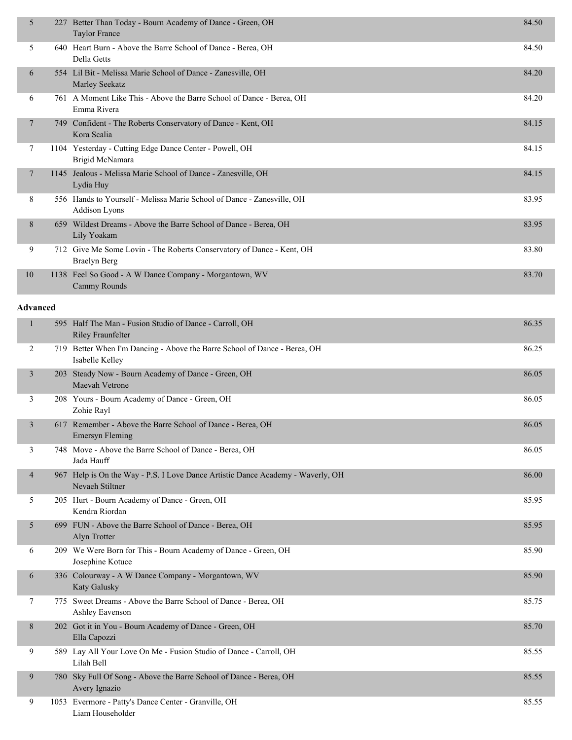| | | | |
|---|---|---|---|
| 5 | 227 | Better Than Today - Bourn Academy of Dance - Green, OH<br>Taylor France | 84.50 |
| 5 | 640 | Heart Burn - Above the Barre School of Dance - Berea, OH<br>Della Getts | 84.50 |
| 6 | 554 | Lil Bit - Melissa Marie School of Dance - Zanesville, OH<br>Marley Seekatz | 84.20 |
| 6 | 761 | A Moment Like This - Above the Barre School of Dance - Berea, OH<br>Emma Rivera | 84.20 |
| 7 | 749 | Confident - The Roberts Conservatory of Dance - Kent, OH<br>Kora Scalia | 84.15 |
| 7 | 1104 | Yesterday - Cutting Edge Dance Center - Powell, OH<br>Brigid McNamara | 84.15 |
| 7 | 1145 | Jealous - Melissa Marie School of Dance - Zanesville, OH<br>Lydia Huy | 84.15 |
| 8 | 556 | Hands to Yourself - Melissa Marie School of Dance - Zanesville, OH<br>Addison Lyons | 83.95 |
| 8 | 659 | Wildest Dreams - Above the Barre School of Dance - Berea, OH<br>Lily Yoakam | 83.95 |
| 9 | 712 | Give Me Some Lovin - The Roberts Conservatory of Dance - Kent, OH<br>Braelyn Berg | 83.80 |
| 10 | 1138 | Feel So Good - A W Dance Company - Morgantown, WV<br>Cammy Rounds | 83.70 |

**Advanced**

| | | | |
|---|---|---|---|
| 1 | 595 | Half The Man - Fusion Studio of Dance - Carroll, OH<br>Riley Fraunfelter | 86.35 |
| 2 | 719 | Better When I'm Dancing - Above the Barre School of Dance - Berea, OH<br>Isabelle Kelley | 86.25 |
| 3 | 203 | Steady Now - Bourn Academy of Dance - Green, OH<br>Maevah Vetrone | 86.05 |
| 3 | 208 | Yours - Bourn Academy of Dance - Green, OH<br>Zohie Rayl | 86.05 |
| 3 | 617 | Remember - Above the Barre School of Dance - Berea, OH<br>Emersyn Fleming | 86.05 |
| 3 | 748 | Move - Above the Barre School of Dance - Berea, OH<br>Jada Hauff | 86.05 |
| 4 | 967 | Help is On the Way - P.S. I Love Dance Artistic Dance Academy - Waverly, OH<br>Nevaeh Stiltner | 86.00 |
| 5 | 205 | Hurt - Bourn Academy of Dance - Green, OH<br>Kendra Riordan | 85.95 |
| 5 | 699 | FUN - Above the Barre School of Dance - Berea, OH<br>Alyn Trotter | 85.95 |
| 6 | 209 | We Were Born for This - Bourn Academy of Dance - Green, OH<br>Josephine Kotuce | 85.90 |
| 6 | 336 | Colourway - A W Dance Company - Morgantown, WV<br>Katy Galusky | 85.90 |
| 7 | 775 | Sweet Dreams - Above the Barre School of Dance - Berea, OH<br>Ashley Eavenson | 85.75 |
| 8 | 202 | Got it in You - Bourn Academy of Dance - Green, OH<br>Ella Capozzi | 85.70 |
| 9 | 589 | Lay All Your Love On Me - Fusion Studio of Dance - Carroll, OH<br>Lilah Bell | 85.55 |
| 9 | 780 | Sky Full Of Song - Above the Barre School of Dance - Berea, OH<br>Avery Ignazio | 85.55 |
| 9 | 1053 | Evermore - Patty's Dance Center - Granville, OH<br>Liam Householder | 85.55 |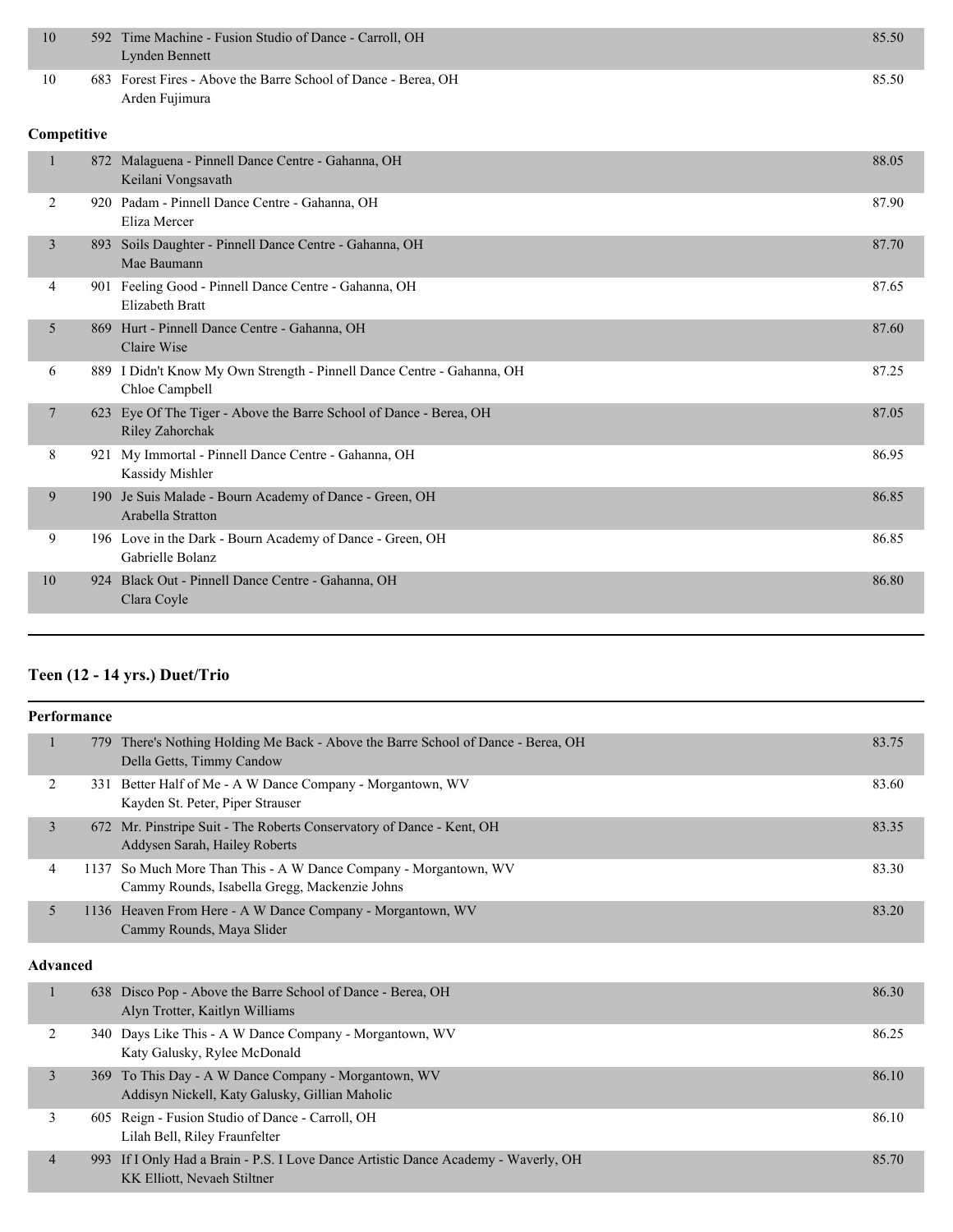| | | | |
|---|---|---|---|
| 10 | 592 | Time Machine - Fusion Studio of Dance - Carroll, OH<br>Lynden Bennett | 85.50 |
| 10 | 683 | Forest Fires - Above the Barre School of Dance - Berea, OH<br>Arden Fujimura | 85.50 |

**Competitive**

| | | | |
|---|---|---|---|
| 1 | 872 | Malaguena - Pinnell Dance Centre - Gahanna, OH<br>Keilani Vongsavath | 88.05 |
| 2 | 920 | Padam - Pinnell Dance Centre - Gahanna, OH<br>Eliza Mercer | 87.90 |
| 3 | 893 | Soils Daughter - Pinnell Dance Centre - Gahanna, OH<br>Mae Baumann | 87.70 |
| 4 | 901 | Feeling Good - Pinnell Dance Centre - Gahanna, OH<br>Elizabeth Bratt | 87.65 |
| 5 | 869 | Hurt - Pinnell Dance Centre - Gahanna, OH<br>Claire Wise | 87.60 |
| 6 | 889 | I Didn't Know My Own Strength - Pinnell Dance Centre - Gahanna, OH<br>Chloe Campbell | 87.25 |
| 7 | 623 | Eye Of The Tiger - Above the Barre School of Dance - Berea, OH<br>Riley Zahorchak | 87.05 |
| 8 | 921 | My Immortal - Pinnell Dance Centre - Gahanna, OH<br>Kassidy Mishler | 86.95 |
| 9 | 190 | Je Suis Malade - Bourn Academy of Dance - Green, OH<br>Arabella Stratton | 86.85 |
| 9 | 196 | Love in the Dark - Bourn Academy of Dance - Green, OH<br>Gabrielle Bolanz | 86.85 |
| 10 | 924 | Black Out - Pinnell Dance Centre - Gahanna, OH<br>Clara Coyle | 86.80 |

## Teen (12 - 14 yrs.) Duet/Trio

**Performance**

| | | | |
|---|---|---|---|
| 1 | 779 | There's Nothing Holding Me Back - Above the Barre School of Dance - Berea, OH<br>Della Getts, Timmy Candow | 83.75 |
| 2 | 331 | Better Half of Me - A W Dance Company - Morgantown, WV<br>Kayden St. Peter, Piper Strauser | 83.60 |
| 3 | 672 | Mr. Pinstripe Suit - The Roberts Conservatory of Dance - Kent, OH<br>Addysen Sarah, Hailey Roberts | 83.35 |
| 4 | 1137 | So Much More Than This - A W Dance Company - Morgantown, WV<br>Cammy Rounds, Isabella Gregg, Mackenzie Johns | 83.30 |
| 5 | 1136 | Heaven From Here - A W Dance Company - Morgantown, WV<br>Cammy Rounds, Maya Slider | 83.20 |

**Advanced**

| | | | |
|---|---|---|---|
| 1 | 638 | Disco Pop - Above the Barre School of Dance - Berea, OH<br>Alyn Trotter, Kaitlyn Williams | 86.30 |
| 2 | 340 | Days Like This - A W Dance Company - Morgantown, WV<br>Katy Galusky, Rylee McDonald | 86.25 |
| 3 | 369 | To This Day - A W Dance Company - Morgantown, WV<br>Addisyn Nickell, Katy Galusky, Gillian Maholic | 86.10 |
| 3 | 605 | Reign - Fusion Studio of Dance - Carroll, OH<br>Lilah Bell, Riley Fraunfelter | 86.10 |
| 4 | 993 | If I Only Had a Brain - P.S. I Love Dance Artistic Dance Academy - Waverly, OH<br>KK Elliott, Nevaeh Stiltner | 85.70 |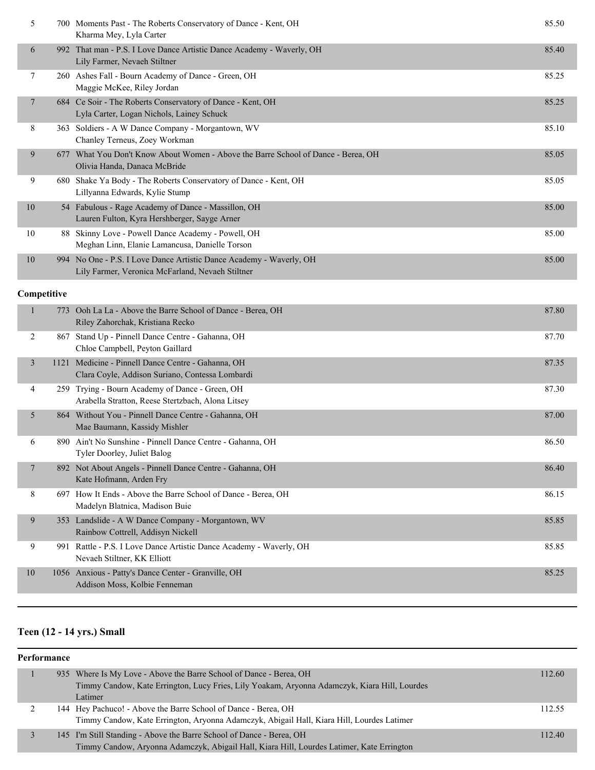| | | | |
|---|---|---|---|
| 5 | 700 | Moments Past - The Roberts Conservatory of Dance - Kent, OH<br>Kharma Mey, Lyla Carter | 85.50 |
| 6 | 992 | That man - P.S. I Love Dance Artistic Dance Academy - Waverly, OH<br>Lily Farmer, Nevaeh Stiltner | 85.40 |
| 7 | 260 | Ashes Fall - Bourn Academy of Dance - Green, OH<br>Maggie McKee, Riley Jordan | 85.25 |
| 7 | 684 | Ce Soir - The Roberts Conservatory of Dance - Kent, OH<br>Lyla Carter, Logan Nichols, Lainey Schuck | 85.25 |
| 8 | 363 | Soldiers - A W Dance Company - Morgantown, WV<br>Chanley Terneus, Zoey Workman | 85.10 |
| 9 | 677 | What You Don't Know About Women - Above the Barre School of Dance - Berea, OH<br>Olivia Handa, Danaca McBride | 85.05 |
| 9 | 680 | Shake Ya Body - The Roberts Conservatory of Dance - Kent, OH<br>Lillyanna Edwards, Kylie Stump | 85.05 |
| 10 | 54 | Fabulous - Rage Academy of Dance - Massillon, OH<br>Lauren Fulton, Kyra Hershberger, Sayge Arner | 85.00 |
| 10 | 88 | Skinny Love - Powell Dance Academy - Powell, OH<br>Meghan Linn, Elanie Lamancusa, Danielle Torson | 85.00 |
| 10 | 994 | No One - P.S. I Love Dance Artistic Dance Academy - Waverly, OH<br>Lily Farmer, Veronica McFarland, Nevaeh Stiltner | 85.00 |

**Competitive**

| | | | |
|---|---|---|---|
| 1 | 773 | Ooh La La - Above the Barre School of Dance - Berea, OH<br>Riley Zahorchak, Kristiana Recko | 87.80 |
| 2 | 867 | Stand Up - Pinnell Dance Centre - Gahanna, OH<br>Chloe Campbell, Peyton Gaillard | 87.70 |
| 3 | 1121 | Medicine - Pinnell Dance Centre - Gahanna, OH<br>Clara Coyle, Addison Suriano, Contessa Lombardi | 87.35 |
| 4 | 259 | Trying - Bourn Academy of Dance - Green, OH<br>Arabella Stratton, Reese Stertzbach, Alona Litsey | 87.30 |
| 5 | 864 | Without You - Pinnell Dance Centre - Gahanna, OH<br>Mae Baumann, Kassidy Mishler | 87.00 |
| 6 | 890 | Ain't No Sunshine - Pinnell Dance Centre - Gahanna, OH<br>Tyler Doorley, Juliet Balog | 86.50 |
| 7 | 892 | Not About Angels - Pinnell Dance Centre - Gahanna, OH<br>Kate Hofmann, Arden Fry | 86.40 |
| 8 | 697 | How It Ends - Above the Barre School of Dance - Berea, OH<br>Madelyn Blatnica, Madison Buie | 86.15 |
| 9 | 353 | Landslide - A W Dance Company - Morgantown, WV<br>Rainbow Cottrell, Addisyn Nickell | 85.85 |
| 9 | 991 | Rattle - P.S. I Love Dance Artistic Dance Academy - Waverly, OH<br>Nevaeh Stiltner, KK Elliott | 85.85 |
| 10 | 1056 | Anxious - Patty's Dance Center - Granville, OH<br>Addison Moss, Kolbie Fenneman | 85.25 |

## Teen (12 - 14 yrs.) Small

**Performance**

| | | | |
|---|---|---|---|
| 1 | 935 | Where Is My Love - Above the Barre School of Dance - Berea, OH<br>Timmy Candow, Kate Errington, Lucy Fries, Lily Yoakam, Aryonna Adamczyk, Kiara Hill, Lourdes Latimer | 112.60 |
| 2 | 144 | Hey Pachuco! - Above the Barre School of Dance - Berea, OH<br>Timmy Candow, Kate Errington, Aryonna Adamczyk, Abigail Hall, Kiara Hill, Lourdes Latimer | 112.55 |
| 3 | 145 | I'm Still Standing - Above the Barre School of Dance - Berea, OH<br>Timmy Candow, Aryonna Adamczyk, Abigail Hall, Kiara Hill, Lourdes Latimer, Kate Errington | 112.40 |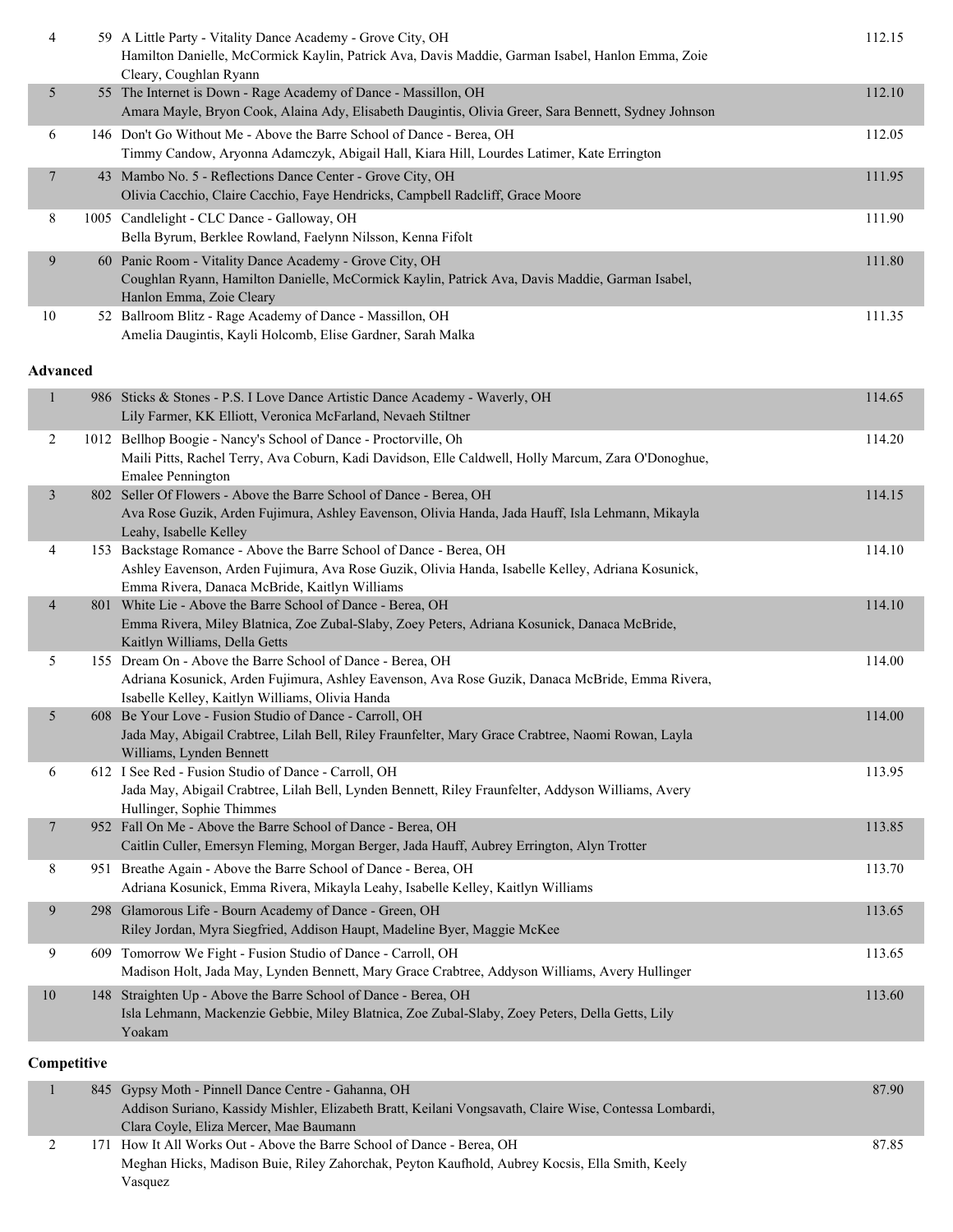| | | | |
|---|---|---|---|
| 4 | 59 | A Little Party - Vitality Dance Academy - Grove City, OH<br>Hamilton Danielle, McCormick Kaylin, Patrick Ava, Davis Maddie, Garman Isabel, Hanlon Emma, Zoie Cleary, Coughlan Ryann | 112.15 |
| 5 | 55 | The Internet is Down - Rage Academy of Dance - Massillon, OH<br>Amara Mayle, Bryon Cook, Alaina Ady, Elisabeth Daugintis, Olivia Greer, Sara Bennett, Sydney Johnson | 112.10 |
| 6 | 146 | Don't Go Without Me - Above the Barre School of Dance - Berea, OH<br>Timmy Candow, Aryonna Adamczyk, Abigail Hall, Kiara Hill, Lourdes Latimer, Kate Errington | 112.05 |
| 7 | 43 | Mambo No. 5 - Reflections Dance Center - Grove City, OH<br>Olivia Cacchio, Claire Cacchio, Faye Hendricks, Campbell Radcliff, Grace Moore | 111.95 |
| 8 | 1005 | Candlelight - CLC Dance - Galloway, OH<br>Bella Byrum, Berklee Rowland, Faelynn Nilsson, Kenna Fifolt | 111.90 |
| 9 | 60 | Panic Room - Vitality Dance Academy - Grove City, OH<br>Coughlan Ryann, Hamilton Danielle, McCormick Kaylin, Patrick Ava, Davis Maddie, Garman Isabel, Hanlon Emma, Zoie Cleary | 111.80 |
| 10 | 52 | Ballroom Blitz - Rage Academy of Dance - Massillon, OH<br>Amelia Daugintis, Kayli Holcomb, Elise Gardner, Sarah Malka | 111.35 |

**Advanced**

| | | | |
|---|---|---|---|
| 1 | 986 | Sticks & Stones - P.S. I Love Dance Artistic Dance Academy - Waverly, OH<br>Lily Farmer, KK Elliott, Veronica McFarland, Nevaeh Stiltner | 114.65 |
| 2 | 1012 | Bellhop Boogie - Nancy's School of Dance - Proctorville, Oh<br>Maili Pitts, Rachel Terry, Ava Coburn, Kadi Davidson, Elle Caldwell, Holly Marcum, Zara O'Donoghue, Emalee Pennington | 114.20 |
| 3 | 802 | Seller Of Flowers - Above the Barre School of Dance - Berea, OH<br>Ava Rose Guzik, Arden Fujimura, Ashley Eavenson, Olivia Handa, Jada Hauff, Isla Lehmann, Mikayla Leahy, Isabelle Kelley | 114.15 |
| 4 | 153 | Backstage Romance - Above the Barre School of Dance - Berea, OH<br>Ashley Eavenson, Arden Fujimura, Ava Rose Guzik, Olivia Handa, Isabelle Kelley, Adriana Kosunick, Emma Rivera, Danaca McBride, Kaitlyn Williams | 114.10 |
| 4 | 801 | White Lie - Above the Barre School of Dance - Berea, OH<br>Emma Rivera, Miley Blatnica, Zoe Zubal-Slaby, Zoey Peters, Adriana Kosunick, Danaca McBride, Kaitlyn Williams, Della Getts | 114.10 |
| 5 | 155 | Dream On - Above the Barre School of Dance - Berea, OH<br>Adriana Kosunick, Arden Fujimura, Ashley Eavenson, Ava Rose Guzik, Danaca McBride, Emma Rivera, Isabelle Kelley, Kaitlyn Williams, Olivia Handa | 114.00 |
| 5 | 608 | Be Your Love - Fusion Studio of Dance - Carroll, OH<br>Jada May, Abigail Crabtree, Lilah Bell, Riley Fraunfelter, Mary Grace Crabtree, Naomi Rowan, Layla Williams, Lynden Bennett | 114.00 |
| 6 | 612 | I See Red - Fusion Studio of Dance - Carroll, OH<br>Jada May, Abigail Crabtree, Lilah Bell, Lynden Bennett, Riley Fraunfelter, Addyson Williams, Avery Hullinger, Sophie Thimmes | 113.95 |
| 7 | 952 | Fall On Me - Above the Barre School of Dance - Berea, OH<br>Caitlin Culler, Emersyn Fleming, Morgan Berger, Jada Hauff, Aubrey Errington, Alyn Trotter | 113.85 |
| 8 | 951 | Breathe Again - Above the Barre School of Dance - Berea, OH<br>Adriana Kosunick, Emma Rivera, Mikayla Leahy, Isabelle Kelley, Kaitlyn Williams | 113.70 |
| 9 | 298 | Glamorous Life - Bourn Academy of Dance - Green, OH<br>Riley Jordan, Myra Siegfried, Addison Haupt, Madeline Byer, Maggie McKee | 113.65 |
| 9 | 609 | Tomorrow We Fight - Fusion Studio of Dance - Carroll, OH<br>Madison Holt, Jada May, Lynden Bennett, Mary Grace Crabtree, Addyson Williams, Avery Hullinger | 113.65 |
| 10 | 148 | Straighten Up - Above the Barre School of Dance - Berea, OH<br>Isla Lehmann, Mackenzie Gebbie, Miley Blatnica, Zoe Zubal-Slaby, Zoey Peters, Della Getts, Lily Yoakam | 113.60 |

**Competitive**

| | | | |
|---|---|---|---|
| 1 | 845 | Gypsy Moth - Pinnell Dance Centre - Gahanna, OH<br>Addison Suriano, Kassidy Mishler, Elizabeth Bratt, Keilani Vongsavath, Claire Wise, Contessa Lombardi, Clara Coyle, Eliza Mercer, Mae Baumann | 87.90 |
| 2 | 171 | How It All Works Out - Above the Barre School of Dance - Berea, OH<br>Meghan Hicks, Madison Buie, Riley Zahorchak, Peyton Kaufhold, Aubrey Kocsis, Ella Smith, Keely Vasquez | 87.85 |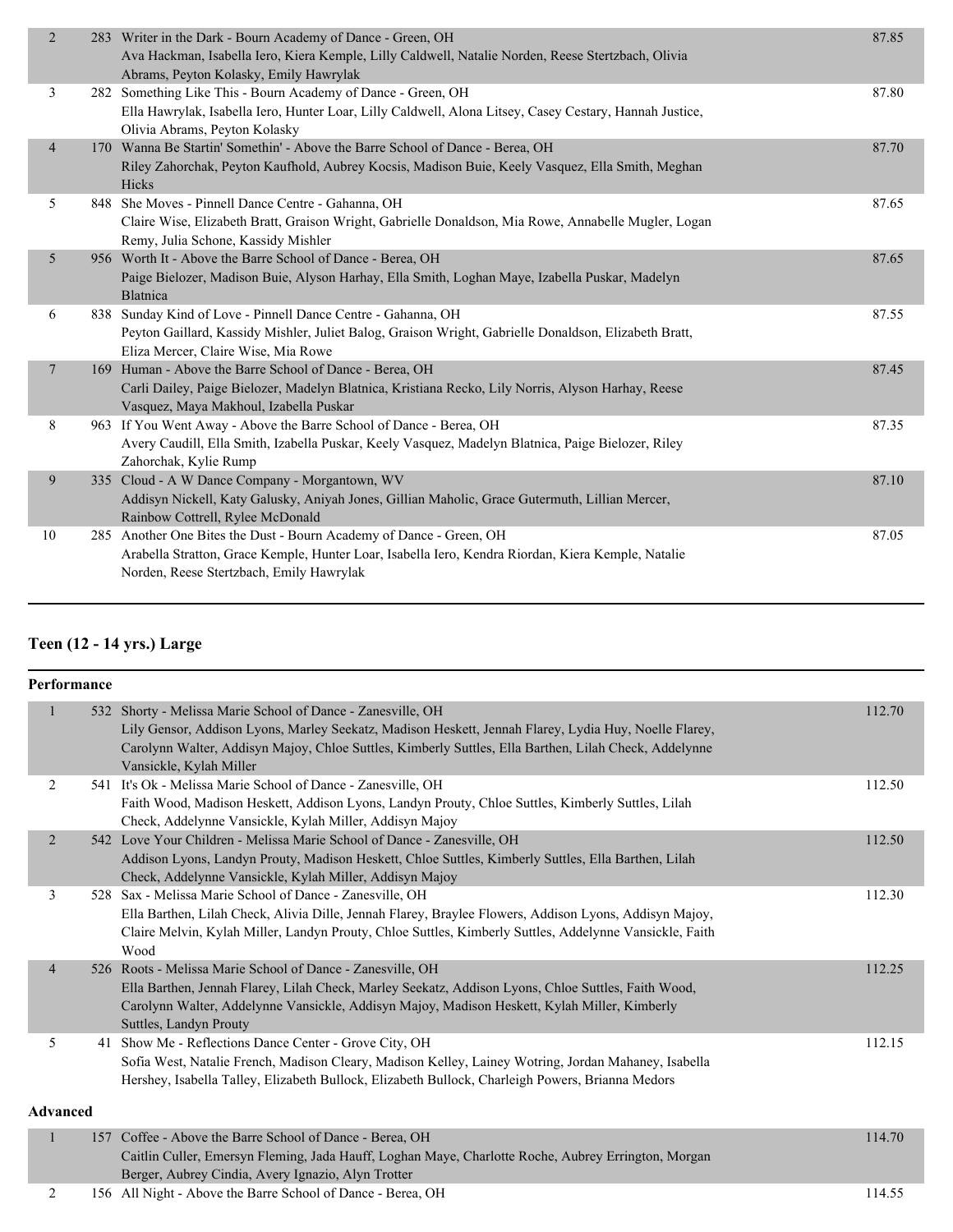| | | | |
|---|---|---|---|
| 2 | 283 | Writer in the Dark - Bourn Academy of Dance - Green, OH<br>Ava Hackman, Isabella Iero, Kiera Kemple, Lilly Caldwell, Natalie Norden, Reese Stertzbach, Olivia Abrams, Peyton Kolasky, Emily Hawrylak | 87.85 |
| 3 | 282 | Something Like This - Bourn Academy of Dance - Green, OH<br>Ella Hawrylak, Isabella Iero, Hunter Loar, Lilly Caldwell, Alona Litsey, Casey Cestary, Hannah Justice, Olivia Abrams, Peyton Kolasky | 87.80 |
| 4 | 170 | Wanna Be Startin' Somethin' - Above the Barre School of Dance - Berea, OH<br>Riley Zahorchak, Peyton Kaufhold, Aubrey Kocsis, Madison Buie, Keely Vasquez, Ella Smith, Meghan Hicks | 87.70 |
| 5 | 848 | She Moves - Pinnell Dance Centre - Gahanna, OH<br>Claire Wise, Elizabeth Bratt, Graison Wright, Gabrielle Donaldson, Mia Rowe, Annabelle Mugler, Logan Remy, Julia Schone, Kassidy Mishler | 87.65 |
| 5 | 956 | Worth It - Above the Barre School of Dance - Berea, OH<br>Paige Bielozer, Madison Buie, Alyson Harhay, Ella Smith, Loghan Maye, Izabella Puskar, Madelyn Blatnica | 87.65 |
| 6 | 838 | Sunday Kind of Love - Pinnell Dance Centre - Gahanna, OH<br>Peyton Gaillard, Kassidy Mishler, Juliet Balog, Graison Wright, Gabrielle Donaldson, Elizabeth Bratt, Eliza Mercer, Claire Wise, Mia Rowe | 87.55 |
| 7 | 169 | Human - Above the Barre School of Dance - Berea, OH<br>Carli Dailey, Paige Bielozer, Madelyn Blatnica, Kristiana Recko, Lily Norris, Alyson Harhay, Reese Vasquez, Maya Makhoul, Izabella Puskar | 87.45 |
| 8 | 963 | If You Went Away - Above the Barre School of Dance - Berea, OH<br>Avery Caudill, Ella Smith, Izabella Puskar, Keely Vasquez, Madelyn Blatnica, Paige Bielozer, Riley Zahorchak, Kylie Rump | 87.35 |
| 9 | 335 | Cloud - A W Dance Company - Morgantown, WV<br>Addisyn Nickell, Katy Galusky, Aniyah Jones, Gillian Maholic, Grace Gutermuth, Lillian Mercer, Rainbow Cottrell, Rylee McDonald | 87.10 |
| 10 | 285 | Another One Bites the Dust - Bourn Academy of Dance - Green, OH<br>Arabella Stratton, Grace Kemple, Hunter Loar, Isabella Iero, Kendra Riordan, Kiera Kemple, Natalie Norden, Reese Stertzbach, Emily Hawrylak | 87.05 |

## Teen (12 - 14 yrs.) Large

**Performance**

| | | | |
|---|---|---|---|
| 1 | 532 | Shorty - Melissa Marie School of Dance - Zanesville, OH<br>Lily Gensor, Addison Lyons, Marley Seekatz, Madison Heskett, Jennah Flarey, Lydia Huy, Noelle Flarey, Carolynn Walter, Addisyn Majoy, Chloe Suttles, Kimberly Suttles, Ella Barthen, Lilah Check, Addelynne Vansickle, Kylah Miller | 112.70 |
| 2 | 541 | It's Ok - Melissa Marie School of Dance - Zanesville, OH<br>Faith Wood, Madison Heskett, Addison Lyons, Landyn Prouty, Chloe Suttles, Kimberly Suttles, Lilah Check, Addelynne Vansickle, Kylah Miller, Addisyn Majoy | 112.50 |
| 2 | 542 | Love Your Children - Melissa Marie School of Dance - Zanesville, OH<br>Addison Lyons, Landyn Prouty, Madison Heskett, Chloe Suttles, Kimberly Suttles, Ella Barthen, Lilah Check, Addelynne Vansickle, Kylah Miller, Addisyn Majoy | 112.50 |
| 3 | 528 | Sax - Melissa Marie School of Dance - Zanesville, OH<br>Ella Barthen, Lilah Check, Alivia Dille, Jennah Flarey, Braylee Flowers, Addison Lyons, Addisyn Majoy, Claire Melvin, Kylah Miller, Landyn Prouty, Chloe Suttles, Kimberly Suttles, Addelynne Vansickle, Faith Wood | 112.30 |
| 4 | 526 | Roots - Melissa Marie School of Dance - Zanesville, OH<br>Ella Barthen, Jennah Flarey, Lilah Check, Marley Seekatz, Addison Lyons, Chloe Suttles, Faith Wood, Carolynn Walter, Addelynne Vansickle, Addisyn Majoy, Madison Heskett, Kylah Miller, Kimberly Suttles, Landyn Prouty | 112.25 |
| 5 | 41 | Show Me - Reflections Dance Center - Grove City, OH<br>Sofia West, Natalie French, Madison Cleary, Madison Kelley, Lainey Wotring, Jordan Mahaney, Isabella Hershey, Isabella Talley, Elizabeth Bullock, Elizabeth Bullock, Charleigh Powers, Brianna Medors | 112.15 |

**Advanced**

| | | | |
|---|---|---|---|
| 1 | 157 | Coffee - Above the Barre School of Dance - Berea, OH<br>Caitlin Culler, Emersyn Fleming, Jada Hauff, Loghan Maye, Charlotte Roche, Aubrey Errington, Morgan Berger, Aubrey Cindia, Avery Ignazio, Alyn Trotter | 114.70 |
| 2 | 156 | All Night - Above the Barre School of Dance - Berea, OH | 114.55 |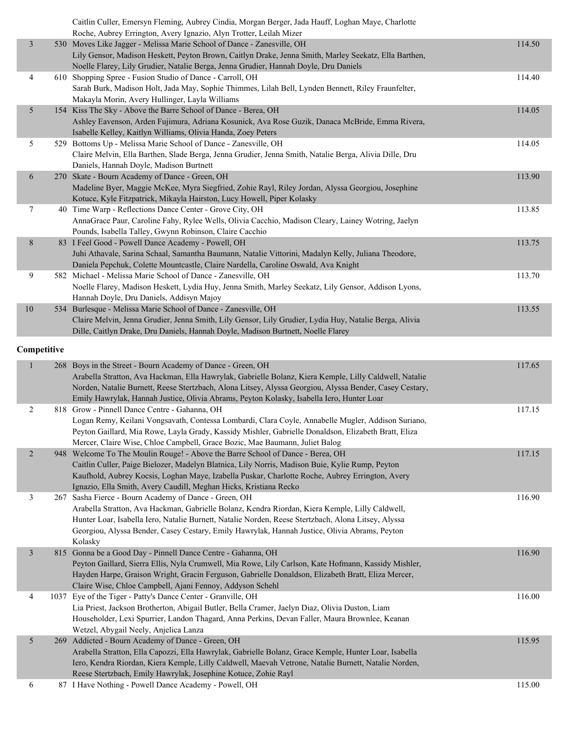| | | | |
|---|---|---|---|
| | | Caitlin Culler, Emersyn Fleming, Aubrey Cindia, Morgan Berger, Jada Hauff, Loghan Maye, Charlotte Roche, Aubrey Errington, Avery Ignazio, Alyn Trotter, Leilah Mizer | |
| 3 | 530 | Moves Like Jagger - Melissa Marie School of Dance - Zanesville, OH<br>Lily Gensor, Madison Heskett, Peyton Brown, Caitlyn Drake, Jenna Smith, Marley Seekatz, Ella Barthen, Noelle Flarey, Lily Grudier, Natalie Berga, Jenna Grudier, Hannah Doyle, Dru Daniels | 114.50 |
| 4 | 610 | Shopping Spree - Fusion Studio of Dance - Carroll, OH<br>Sarah Burk, Madison Holt, Jada May, Sophie Thimmes, Lilah Bell, Lynden Bennett, Riley Fraunfelter, Makayla Morin, Avery Hullinger, Layla Williams | 114.40 |
| 5 | 154 | Kiss The Sky - Above the Barre School of Dance - Berea, OH<br>Ashley Eavenson, Arden Fujimura, Adriana Kosunick, Ava Rose Guzik, Danaca McBride, Emma Rivera, Isabelle Kelley, Kaitlyn Williams, Olivia Handa, Zoey Peters | 114.05 |
| 5 | 529 | Bottoms Up - Melissa Marie School of Dance - Zanesville, OH<br>Claire Melvin, Ella Barthen, Slade Berga, Jenna Grudier, Jenna Smith, Natalie Berga, Alivia Dille, Dru Daniels, Hannah Doyle, Madison Burtnett | 114.05 |
| 6 | 270 | Skate - Bourn Academy of Dance - Green, OH<br>Madeline Byer, Maggie McKee, Myra Siegfried, Zohie Rayl, Riley Jordan, Alyssa Georgiou, Josephine Kotuce, Kyle Fitzpatrick, Mikayla Hairston, Lucy Howell, Piper Kolasky | 113.90 |
| 7 | 40 | Time Warp - Reflections Dance Center - Grove City, OH<br>AnnaGrace Paur, Caroline Fahy, Rylee Wells, Olivia Cacchio, Madison Cleary, Lainey Wotring, Jaelyn Pounds, Isabella Talley, Gwynn Robinson, Claire Cacchio | 113.85 |
| 8 | 83 | I Feel Good - Powell Dance Academy - Powell, OH<br>Juhi Athavale, Sarina Schaal, Samantha Baumann, Natalie Vittorini, Madalyn Kelly, Juliana Theodore, Daniela Pepchuk, Colette Mountcastle, Claire Nardella, Caroline Oswald, Ava Knight | 113.75 |
| 9 | 582 | Michael - Melissa Marie School of Dance - Zanesville, OH<br>Noelle Flarey, Madison Heskett, Lydia Huy, Jenna Smith, Marley Seekatz, Lily Gensor, Addison Lyons, Hannah Doyle, Dru Daniels, Addisyn Majoy | 113.70 |
| 10 | 534 | Burlesque - Melissa Marie School of Dance - Zanesville, OH<br>Claire Melvin, Jenna Grudier, Jenna Smith, Lily Gensor, Lily Grudier, Lydia Huy, Natalie Berga, Alivia Dille, Caitlyn Drake, Dru Daniels, Hannah Doyle, Madison Burtnett, Noelle Flarey | 113.55 |

## Competitive

| | | | |
|---|---|---|---|
| 1 | 268 | Boys in the Street - Bourn Academy of Dance - Green, OH<br>Arabella Stratton, Ava Hackman, Ella Hawrylak, Gabrielle Bolanz, Kiera Kemple, Lilly Caldwell, Natalie Norden, Natalie Burnett, Reese Stertzbach, Alona Litsey, Alyssa Georgiou, Alyssa Bender, Casey Cestary, Emily Hawrylak, Hannah Justice, Olivia Abrams, Peyton Kolasky, Isabella Iero, Hunter Loar | 117.65 |
| 2 | 818 | Grow - Pinnell Dance Centre - Gahanna, OH<br>Logan Remy, Keilani Vongsavath, Contessa Lombardi, Clara Coyle, Annabelle Mugler, Addison Suriano, Peyton Gaillard, Mia Rowe, Layla Grady, Kassidy Mishler, Gabrielle Donaldson, Elizabeth Bratt, Eliza Mercer, Claire Wise, Chloe Campbell, Grace Bozic, Mae Baumann, Juliet Balog | 117.15 |
| 2 | 948 | Welcome To The Moulin Rouge! - Above the Barre School of Dance - Berea, OH<br>Caitlin Culler, Paige Bielozer, Madelyn Blatnica, Lily Norris, Madison Buie, Kylie Rump, Peyton Kaufhold, Aubrey Kocsis, Loghan Maye, Izabella Puskar, Charlotte Roche, Aubrey Errington, Avery Ignazio, Ella Smith, Avery Caudill, Meghan Hicks, Kristiana Recko | 117.15 |
| 3 | 267 | Sasha Fierce - Bourn Academy of Dance - Green, OH<br>Arabella Stratton, Ava Hackman, Gabrielle Bolanz, Kendra Riordan, Kiera Kemple, Lilly Caldwell, Hunter Loar, Isabella Iero, Natalie Burnett, Natalie Norden, Reese Stertzbach, Alona Litsey, Alyssa Georgiou, Alyssa Bender, Casey Cestary, Emily Hawrylak, Hannah Justice, Olivia Abrams, Peyton Kolasky | 116.90 |
| 3 | 815 | Gonna be a Good Day - Pinnell Dance Centre - Gahanna, OH<br>Peyton Gaillard, Sierra Ellis, Nyla Crumwell, Mia Rowe, Lily Carlson, Kate Hofmann, Kassidy Mishler, Hayden Harpe, Graison Wright, Gracin Ferguson, Gabrielle Donaldson, Elizabeth Bratt, Eliza Mercer, Claire Wise, Chloe Campbell, Ajani Fennoy, Addyson Schehl | 116.90 |
| 4 | 1037 | Eye of the Tiger - Patty's Dance Center - Granville, OH<br>Lia Priest, Jackson Brotherton, Abigail Butler, Bella Cramer, Jaelyn Diaz, Olivia Duston, Liam Householder, Lexi Spurrier, Landon Thagard, Anna Perkins, Devan Faller, Maura Brownlee, Keanan Wetzel, Abygail Neely, Anjelica Lanza | 116.00 |
| 5 | 269 | Addicted - Bourn Academy of Dance - Green, OH<br>Arabella Stratton, Ella Capozzi, Ella Hawrylak, Gabrielle Bolanz, Grace Kemple, Hunter Loar, Isabella Iero, Kendra Riordan, Kiera Kemple, Lilly Caldwell, Maevah Vetrone, Natalie Burnett, Natalie Norden, Reese Stertzbach, Emily Hawrylak, Josephine Kotuce, Zohie Rayl | 115.95 |
| 6 | 87 | I Have Nothing - Powell Dance Academy - Powell, OH | 115.00 |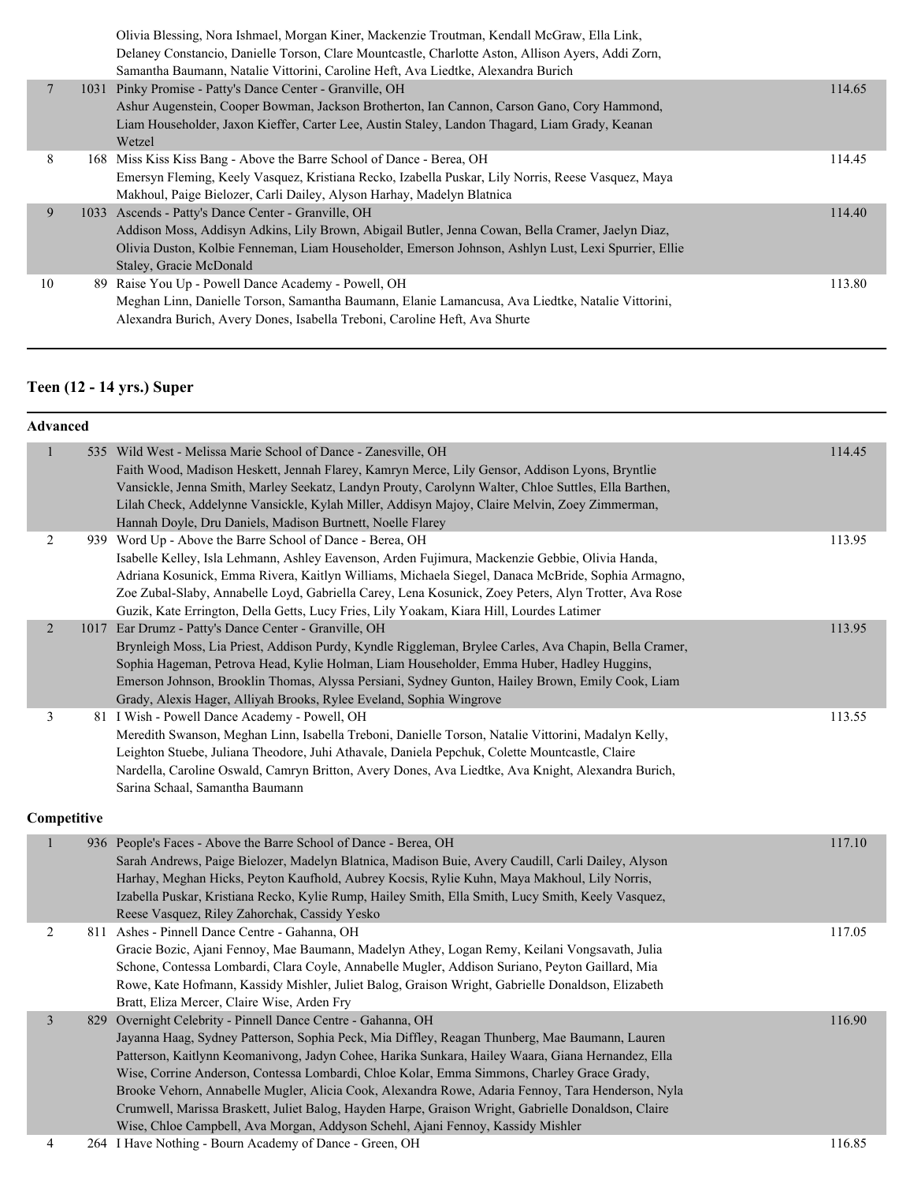| | | | |
|---|---|---|---|
| | | Olivia Blessing, Nora Ishmael, Morgan Kiner, Mackenzie Troutman, Kendall McGraw, Ella Link, Delaney Constancio, Danielle Torson, Clare Mountcastle, Charlotte Aston, Allison Ayers, Addi Zorn, Samantha Baumann, Natalie Vittorini, Caroline Heft, Ava Liedtke, Alexandra Burich | |
| 7 | 1031 | Pinky Promise - Patty's Dance Center - Granville, OH<br>Ashur Augenstein, Cooper Bowman, Jackson Brotherton, Ian Cannon, Carson Gano, Cory Hammond, Liam Householder, Jaxon Kieffer, Carter Lee, Austin Staley, Landon Thagard, Liam Grady, Keanan Wetzel | 114.65 |
| 8 | 168 | Miss Kiss Kiss Bang - Above the Barre School of Dance - Berea, OH<br>Emersyn Fleming, Keely Vasquez, Kristiana Recko, Izabella Puskar, Lily Norris, Reese Vasquez, Maya Makhoul, Paige Bielozer, Carli Dailey, Alyson Harhay, Madelyn Blatnica | 114.45 |
| 9 | 1033 | Ascends - Patty's Dance Center - Granville, OH<br>Addison Moss, Addisyn Adkins, Lily Brown, Abigail Butler, Jenna Cowan, Bella Cramer, Jaelyn Diaz, Olivia Duston, Kolbie Fenneman, Liam Householder, Emerson Johnson, Ashlyn Lust, Lexi Spurrier, Ellie Staley, Gracie McDonald | 114.40 |
| 10 | 89 | Raise You Up - Powell Dance Academy - Powell, OH<br>Meghan Linn, Danielle Torson, Samantha Baumann, Elanie Lamancusa, Ava Liedtke, Natalie Vittorini, Alexandra Burich, Avery Dones, Isabella Treboni, Caroline Heft, Ava Shurte | 113.80 |

## Teen (12 - 14 yrs.) Super

### Advanced

| | | | |
|---|---|---|---|
| 1 | 535 | Wild West - Melissa Marie School of Dance - Zanesville, OH<br>Faith Wood, Madison Heskett, Jennah Flarey, Kamryn Merce, Lily Gensor, Addison Lyons, Bryntlie Vansickle, Jenna Smith, Marley Seekatz, Landyn Prouty, Carolynn Walter, Chloe Suttles, Ella Barthen, Lilah Check, Addelynne Vansickle, Kylah Miller, Addisyn Majoy, Claire Melvin, Zoey Zimmerman, Hannah Doyle, Dru Daniels, Madison Burtnett, Noelle Flarey | 114.45 |
| 2 | 939 | Word Up - Above the Barre School of Dance - Berea, OH<br>Isabelle Kelley, Isla Lehmann, Ashley Eavenson, Arden Fujimura, Mackenzie Gebbie, Olivia Handa, Adriana Kosunick, Emma Rivera, Kaitlyn Williams, Michaela Siegel, Danaca McBride, Sophia Armagno, Zoe Zubal-Slaby, Annabelle Loyd, Gabriella Carey, Lena Kosunick, Zoey Peters, Alyn Trotter, Ava Rose Guzik, Kate Errington, Della Getts, Lucy Fries, Lily Yoakam, Kiara Hill, Lourdes Latimer | 113.95 |
| 2 | 1017 | Ear Drumz - Patty's Dance Center - Granville, OH<br>Brynleigh Moss, Lia Priest, Addison Purdy, Kyndle Riggleman, Brylee Carles, Ava Chapin, Bella Cramer, Sophia Hageman, Petrova Head, Kylie Holman, Liam Householder, Emma Huber, Hadley Huggins, Emerson Johnson, Brooklin Thomas, Alyssa Persiani, Sydney Gunton, Hailey Brown, Emily Cook, Liam Grady, Alexis Hager, Alliyah Brooks, Rylee Eveland, Sophia Wingrove | 113.95 |
| 3 | 81 | I Wish - Powell Dance Academy - Powell, OH<br>Meredith Swanson, Meghan Linn, Isabella Treboni, Danielle Torson, Natalie Vittorini, Madalyn Kelly, Leighton Stuebe, Juliana Theodore, Juhi Athavale, Daniela Pepchuk, Colette Mountcastle, Claire Nardella, Caroline Oswald, Camryn Britton, Avery Dones, Ava Liedtke, Ava Knight, Alexandra Burich, Sarina Schaal, Samantha Baumann | 113.55 |

### Competitive

| | | | |
|---|---|---|---|
| 1 | 936 | People's Faces - Above the Barre School of Dance - Berea, OH<br>Sarah Andrews, Paige Bielozer, Madelyn Blatnica, Madison Buie, Avery Caudill, Carli Dailey, Alyson Harhay, Meghan Hicks, Peyton Kaufhold, Aubrey Kocsis, Rylie Kuhn, Maya Makhoul, Lily Norris, Izabella Puskar, Kristiana Recko, Kylie Rump, Hailey Smith, Ella Smith, Lucy Smith, Keely Vasquez, Reese Vasquez, Riley Zahorchak, Cassidy Yesko | 117.10 |
| 2 | 811 | Ashes - Pinnell Dance Centre - Gahanna, OH<br>Gracie Bozic, Ajani Fennoy, Mae Baumann, Madelyn Athey, Logan Remy, Keilani Vongsavath, Julia Schone, Contessa Lombardi, Clara Coyle, Annabelle Mugler, Addison Suriano, Peyton Gaillard, Mia Rowe, Kate Hofmann, Kassidy Mishler, Juliet Balog, Graison Wright, Gabrielle Donaldson, Elizabeth Bratt, Eliza Mercer, Claire Wise, Arden Fry | 117.05 |
| 3 | 829 | Overnight Celebrity - Pinnell Dance Centre - Gahanna, OH<br>Jayanna Haag, Sydney Patterson, Sophia Peck, Mia Diffley, Reagan Thunberg, Mae Baumann, Lauren Patterson, Kaitlynn Keomanivong, Jadyn Cohee, Harika Sunkara, Hailey Waara, Giana Hernandez, Ella Wise, Corrine Anderson, Contessa Lombardi, Chloe Kolar, Emma Simmons, Charley Grace Grady, Brooke Vehorn, Annabelle Mugler, Alicia Cook, Alexandra Rowe, Adaria Fennoy, Tara Henderson, Nyla Crumwell, Marissa Braskett, Juliet Balog, Hayden Harpe, Graison Wright, Gabrielle Donaldson, Claire Wise, Chloe Campbell, Ava Morgan, Addyson Schehl, Ajani Fennoy, Kassidy Mishler | 116.90 |
| 4 | 264 | I Have Nothing - Bourn Academy of Dance - Green, OH | 116.85 |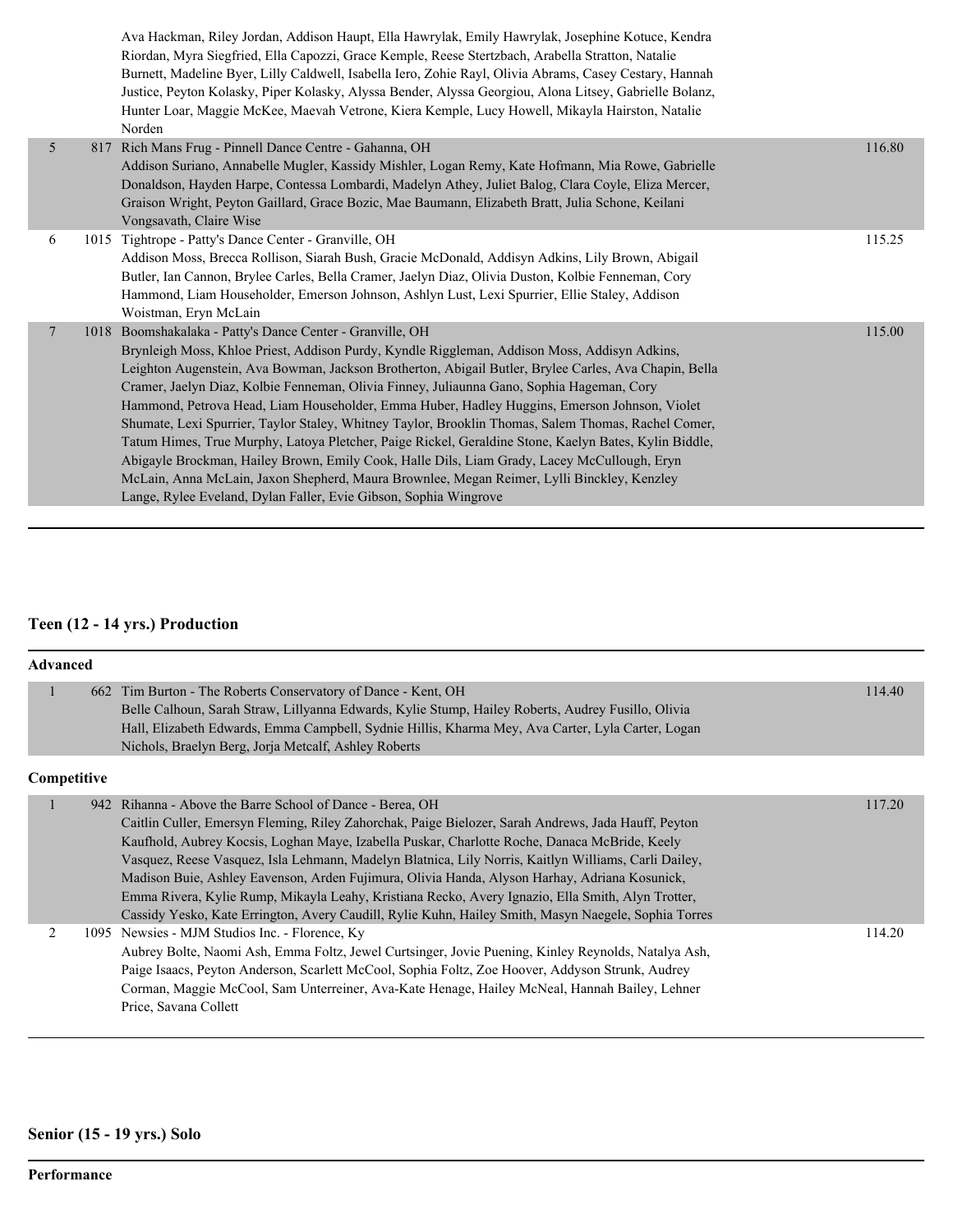| | | | |
|---|---|---|---|
| | | Ava Hackman, Riley Jordan, Addison Haupt, Ella Hawrylak, Emily Hawrylak, Josephine Kotuce, Kendra Riordan, Myra Siegfried, Ella Capozzi, Grace Kemple, Reese Stertzbach, Arabella Stratton, Natalie Burnett, Madeline Byer, Lilly Caldwell, Isabella Iero, Zohie Rayl, Olivia Abrams, Casey Cestary, Hannah Justice, Peyton Kolasky, Piper Kolasky, Alyssa Bender, Alyssa Georgiou, Alona Litsey, Gabrielle Bolanz, Hunter Loar, Maggie McKee, Maevah Vetrone, Kiera Kemple, Lucy Howell, Mikayla Hairston, Natalie Norden | |
| 5 | 817 | Rich Mans Frug - Pinnell Dance Centre - Gahanna, OH<br>Addison Suriano, Annabelle Mugler, Kassidy Mishler, Logan Remy, Kate Hofmann, Mia Rowe, Gabrielle Donaldson, Hayden Harpe, Contessa Lombardi, Madelyn Athey, Juliet Balog, Clara Coyle, Eliza Mercer, Graison Wright, Peyton Gaillard, Grace Bozic, Mae Baumann, Elizabeth Bratt, Julia Schone, Keilani Vongsavath, Claire Wise | 116.80 |
| 6 | 1015 | Tightrope - Patty's Dance Center - Granville, OH<br>Addison Moss, Brecca Rollison, Siarah Bush, Gracie McDonald, Addisyn Adkins, Lily Brown, Abigail Butler, Ian Cannon, Brylee Carles, Bella Cramer, Jaelyn Diaz, Olivia Duston, Kolbie Fenneman, Cory Hammond, Liam Householder, Emerson Johnson, Ashlyn Lust, Lexi Spurrier, Ellie Staley, Addison Woistman, Eryn McLain | 115.25 |
| 7 | 1018 | Boomshakalaka - Patty's Dance Center - Granville, OH<br>Brynleigh Moss, Khloe Priest, Addison Purdy, Kyndle Riggleman, Addison Moss, Addisyn Adkins, Leighton Augenstein, Ava Bowman, Jackson Brotherton, Abigail Butler, Brylee Carles, Ava Chapin, Bella Cramer, Jaelyn Diaz, Kolbie Fenneman, Olivia Finney, Juliaunna Gano, Sophia Hageman, Cory Hammond, Petrova Head, Liam Householder, Emma Huber, Hadley Huggins, Emerson Johnson, Violet Shumate, Lexi Spurrier, Taylor Staley, Whitney Taylor, Brooklin Thomas, Salem Thomas, Rachel Comer, Tatum Himes, True Murphy, Latoya Pletcher, Paige Rickel, Geraldine Stone, Kaelyn Bates, Kylin Biddle, Abigayle Brockman, Hailey Brown, Emily Cook, Halle Dils, Liam Grady, Lacey McCullough, Eryn McLain, Anna McLain, Jaxon Shepherd, Maura Brownlee, Megan Reimer, Lylli Binckley, Kenzley Lange, Rylee Eveland, Dylan Faller, Evie Gibson, Sophia Wingrove | 115.00 |

## Teen (12 - 14 yrs.) Production

**Advanced**

| | | | |
|---|---|---|---|
| 1 | 662 | Tim Burton - The Roberts Conservatory of Dance - Kent, OH<br>Belle Calhoun, Sarah Straw, Lillyanna Edwards, Kylie Stump, Hailey Roberts, Audrey Fusillo, Olivia Hall, Elizabeth Edwards, Emma Campbell, Sydnie Hillis, Kharma Mey, Ava Carter, Lyla Carter, Logan Nichols, Braelyn Berg, Jorja Metcalf, Ashley Roberts | 114.40 |

**Competitive**

| | | | |
|---|---|---|---|
| 1 | 942 | Rihanna - Above the Barre School of Dance - Berea, OH<br>Caitlin Culler, Emersyn Fleming, Riley Zahorchak, Paige Bielozer, Sarah Andrews, Jada Hauff, Peyton Kaufhold, Aubrey Kocsis, Loghan Maye, Izabella Puskar, Charlotte Roche, Danaca McBride, Keely Vasquez, Reese Vasquez, Isla Lehmann, Madelyn Blatnica, Lily Norris, Kaitlyn Williams, Carli Dailey, Madison Buie, Ashley Eavenson, Arden Fujimura, Olivia Handa, Alyson Harhay, Adriana Kosunick, Emma Rivera, Kylie Rump, Mikayla Leahy, Kristiana Recko, Avery Ignazio, Ella Smith, Alyn Trotter, Cassidy Yesko, Kate Errington, Avery Caudill, Rylie Kuhn, Hailey Smith, Masyn Naegele, Sophia Torres | 117.20 |
| 2 | 1095 | Newsies - MJM Studios Inc. - Florence, Ky<br>Aubrey Bolte, Naomi Ash, Emma Foltz, Jewel Curtsinger, Jovie Puening, Kinley Reynolds, Natalya Ash, Paige Isaacs, Peyton Anderson, Scarlett McCool, Sophia Foltz, Zoe Hoover, Addyson Strunk, Audrey Corman, Maggie McCool, Sam Unterreiner, Ava-Kate Henage, Hailey McNeal, Hannah Bailey, Lehner Price, Savana Collett | 114.20 |

## Senior (15 - 19 yrs.) Solo

**Performance**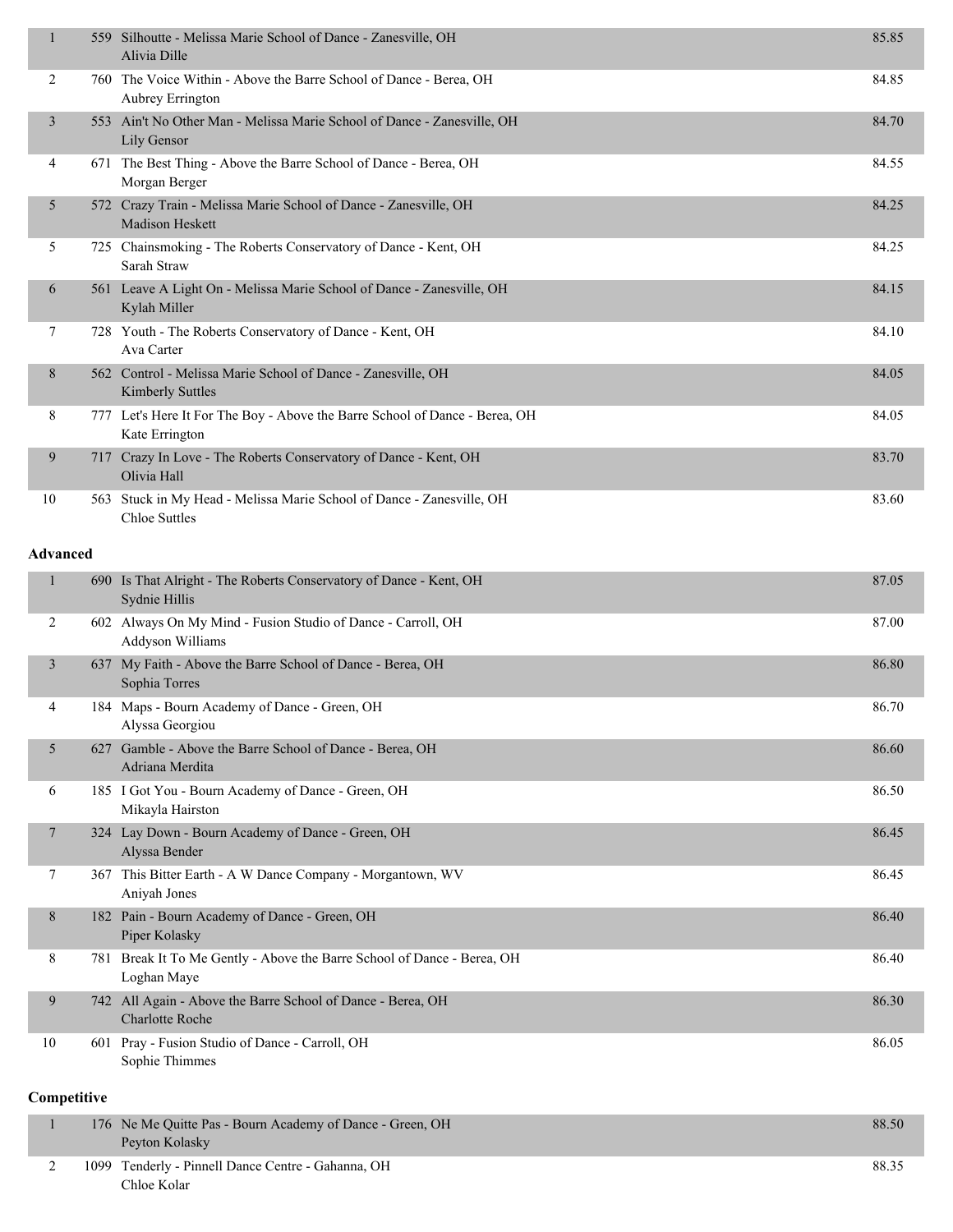| | | | |
|---|---|---|---|
| 1 | 559 | Silhoutte - Melissa Marie School of Dance - Zanesville, OH<br>Alivia Dille | 85.85 |
| 2 | 760 | The Voice Within - Above the Barre School of Dance - Berea, OH<br>Aubrey Errington | 84.85 |
| 3 | 553 | Ain't No Other Man - Melissa Marie School of Dance - Zanesville, OH<br>Lily Gensor | 84.70 |
| 4 | 671 | The Best Thing - Above the Barre School of Dance - Berea, OH<br>Morgan Berger | 84.55 |
| 5 | 572 | Crazy Train - Melissa Marie School of Dance - Zanesville, OH<br>Madison Heskett | 84.25 |
| 5 | 725 | Chainsmoking - The Roberts Conservatory of Dance - Kent, OH<br>Sarah Straw | 84.25 |
| 6 | 561 | Leave A Light On - Melissa Marie School of Dance - Zanesville, OH<br>Kylah Miller | 84.15 |
| 7 | 728 | Youth - The Roberts Conservatory of Dance - Kent, OH<br>Ava Carter | 84.10 |
| 8 | 562 | Control - Melissa Marie School of Dance - Zanesville, OH<br>Kimberly Suttles | 84.05 |
| 8 | 777 | Let's Here It For The Boy - Above the Barre School of Dance - Berea, OH<br>Kate Errington | 84.05 |
| 9 | 717 | Crazy In Love - The Roberts Conservatory of Dance - Kent, OH<br>Olivia Hall | 83.70 |
| 10 | 563 | Stuck in My Head - Melissa Marie School of Dance - Zanesville, OH<br>Chloe Suttles | 83.60 |

**Advanced**

| | | | |
|---|---|---|---|
| 1 | 690 | Is That Alright - The Roberts Conservatory of Dance - Kent, OH<br>Sydnie Hillis | 87.05 |
| 2 | 602 | Always On My Mind - Fusion Studio of Dance - Carroll, OH<br>Addyson Williams | 87.00 |
| 3 | 637 | My Faith - Above the Barre School of Dance - Berea, OH<br>Sophia Torres | 86.80 |
| 4 | 184 | Maps - Bourn Academy of Dance - Green, OH<br>Alyssa Georgiou | 86.70 |
| 5 | 627 | Gamble - Above the Barre School of Dance - Berea, OH<br>Adriana Merdita | 86.60 |
| 6 | 185 | I Got You - Bourn Academy of Dance - Green, OH<br>Mikayla Hairston | 86.50 |
| 7 | 324 | Lay Down - Bourn Academy of Dance - Green, OH<br>Alyssa Bender | 86.45 |
| 7 | 367 | This Bitter Earth - A W Dance Company - Morgantown, WV<br>Aniyah Jones | 86.45 |
| 8 | 182 | Pain - Bourn Academy of Dance - Green, OH<br>Piper Kolasky | 86.40 |
| 8 | 781 | Break It To Me Gently - Above the Barre School of Dance - Berea, OH<br>Loghan Maye | 86.40 |
| 9 | 742 | All Again - Above the Barre School of Dance - Berea, OH<br>Charlotte Roche | 86.30 |
| 10 | 601 | Pray - Fusion Studio of Dance - Carroll, OH<br>Sophie Thimmes | 86.05 |

**Competitive**

| | | | |
|---|---|---|---|
| 1 | 176 | Ne Me Quitte Pas - Bourn Academy of Dance - Green, OH<br>Peyton Kolasky | 88.50 |
| 2 | 1099 | Tenderly - Pinnell Dance Centre - Gahanna, OH<br>Chloe Kolar | 88.35 |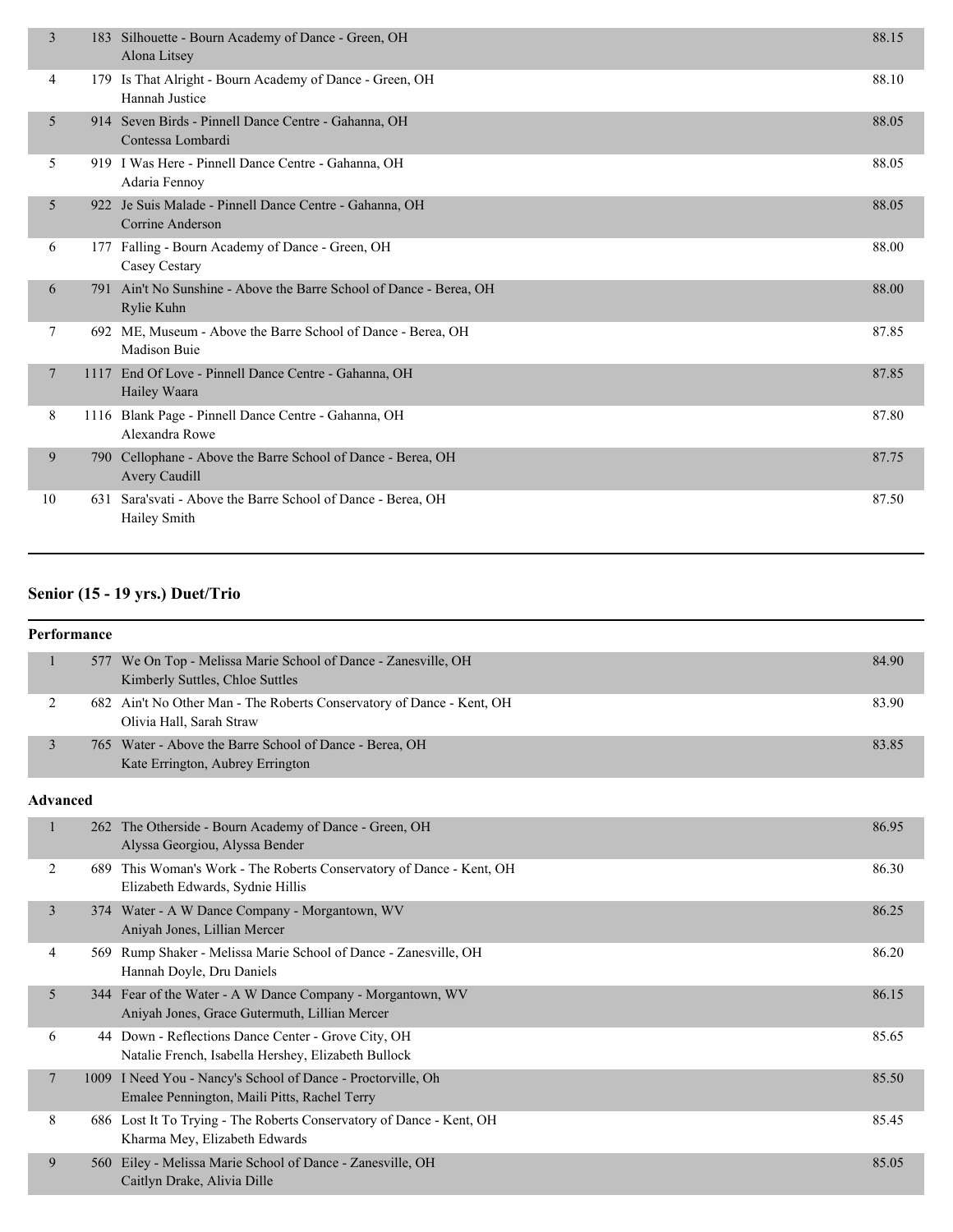| | | | |
|---|---|---|---|
| 3 | 183 | Silhouette - Bourn Academy of Dance - Green, OH<br>Alona Litsey | 88.15 |
| 4 | 179 | Is That Alright - Bourn Academy of Dance - Green, OH<br>Hannah Justice | 88.10 |
| 5 | 914 | Seven Birds - Pinnell Dance Centre - Gahanna, OH<br>Contessa Lombardi | 88.05 |
| 5 | 919 | I Was Here - Pinnell Dance Centre - Gahanna, OH<br>Adaria Fennoy | 88.05 |
| 5 | 922 | Je Suis Malade - Pinnell Dance Centre - Gahanna, OH<br>Corrine Anderson | 88.05 |
| 6 | 177 | Falling - Bourn Academy of Dance - Green, OH<br>Casey Cestary | 88.00 |
| 6 | 791 | Ain't No Sunshine - Above the Barre School of Dance - Berea, OH<br>Rylie Kuhn | 88.00 |
| 7 | 692 | ME, Museum - Above the Barre School of Dance - Berea, OH<br>Madison Buie | 87.85 |
| 7 | 1117 | End Of Love - Pinnell Dance Centre - Gahanna, OH<br>Hailey Waara | 87.85 |
| 8 | 1116 | Blank Page - Pinnell Dance Centre - Gahanna, OH<br>Alexandra Rowe | 87.80 |
| 9 | 790 | Cellophane - Above the Barre School of Dance - Berea, OH<br>Avery Caudill | 87.75 |
| 10 | 631 | Sara'svati - Above the Barre School of Dance - Berea, OH<br>Hailey Smith | 87.50 |

## Senior (15 - 19 yrs.) Duet/Trio

### Performance

| | | | |
|---|---|---|---|
| 1 | 577 | We On Top - Melissa Marie School of Dance - Zanesville, OH<br>Kimberly Suttles, Chloe Suttles | 84.90 |
| 2 | 682 | Ain't No Other Man - The Roberts Conservatory of Dance - Kent, OH<br>Olivia Hall, Sarah Straw | 83.90 |
| 3 | 765 | Water - Above the Barre School of Dance - Berea, OH<br>Kate Errington, Aubrey Errington | 83.85 |

### Advanced

| | | | |
|---|---|---|---|
| 1 | 262 | The Otherside - Bourn Academy of Dance - Green, OH<br>Alyssa Georgiou, Alyssa Bender | 86.95 |
| 2 | 689 | This Woman's Work - The Roberts Conservatory of Dance - Kent, OH<br>Elizabeth Edwards, Sydnie Hillis | 86.30 |
| 3 | 374 | Water - A W Dance Company - Morgantown, WV<br>Aniyah Jones, Lillian Mercer | 86.25 |
| 4 | 569 | Rump Shaker - Melissa Marie School of Dance - Zanesville, OH<br>Hannah Doyle, Dru Daniels | 86.20 |
| 5 | 344 | Fear of the Water - A W Dance Company - Morgantown, WV<br>Aniyah Jones, Grace Gutermuth, Lillian Mercer | 86.15 |
| 6 | 44 | Down - Reflections Dance Center - Grove City, OH<br>Natalie French, Isabella Hershey, Elizabeth Bullock | 85.65 |
| 7 | 1009 | I Need You - Nancy's School of Dance - Proctorville, Oh<br>Emalee Pennington, Maili Pitts, Rachel Terry | 85.50 |
| 8 | 686 | Lost It To Trying - The Roberts Conservatory of Dance - Kent, OH<br>Kharma Mey, Elizabeth Edwards | 85.45 |
| 9 | 560 | Eiley - Melissa Marie School of Dance - Zanesville, OH<br>Caitlyn Drake, Alivia Dille | 85.05 |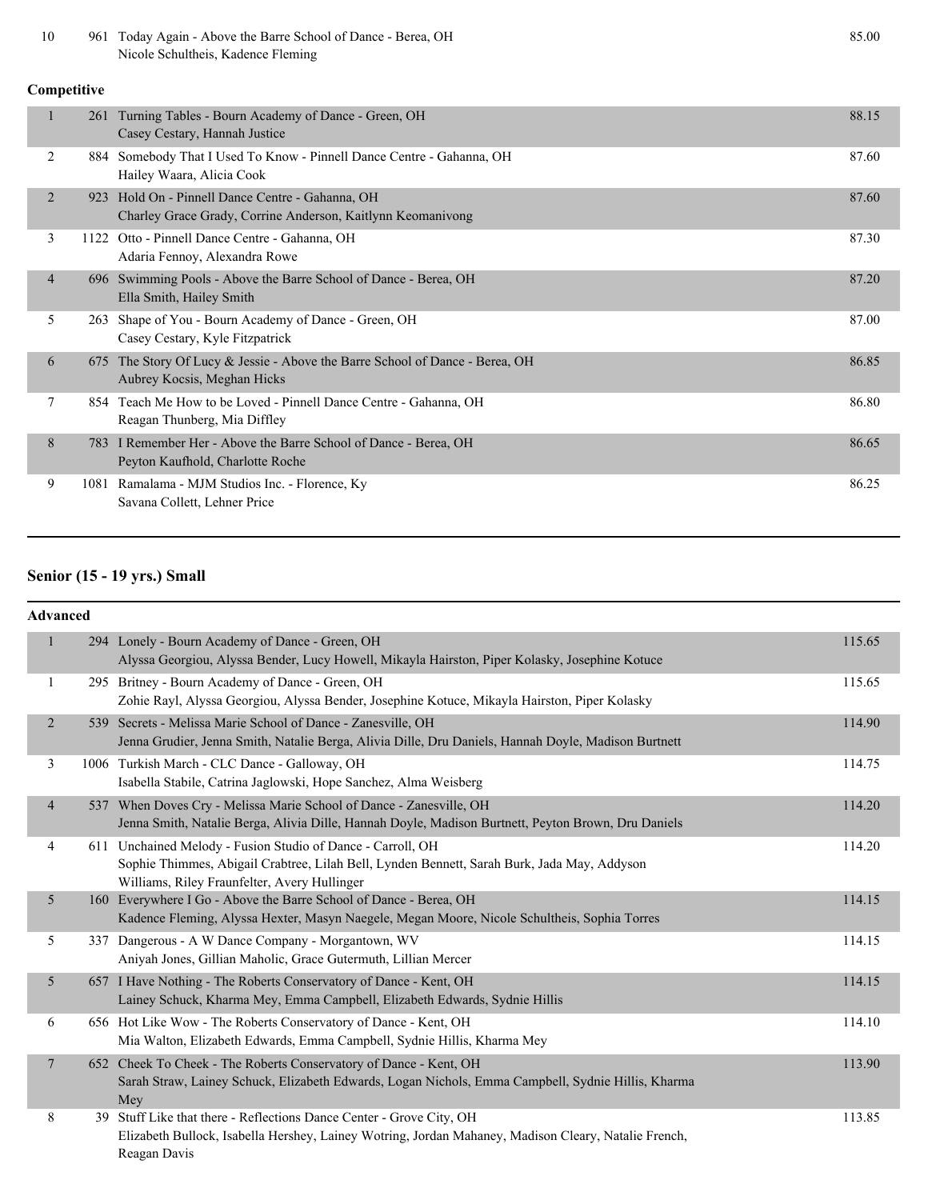| | | | |
|---|---|---|---|
| 10 | 961 | Today Again - Above the Barre School of Dance - Berea, OH<br>Nicole Schultheis, Kadence Fleming | 85.00 |

**Competitive**

| | | | |
|---|---|---|---|
| 1 | 261 | Turning Tables - Bourn Academy of Dance - Green, OH<br>Casey Cestary, Hannah Justice | 88.15 |
| 2 | 884 | Somebody That I Used To Know - Pinnell Dance Centre - Gahanna, OH<br>Hailey Waara, Alicia Cook | 87.60 |
| 2 | 923 | Hold On - Pinnell Dance Centre - Gahanna, OH<br>Charley Grace Grady, Corrine Anderson, Kaitlynn Keomanivong | 87.60 |
| 3 | 1122 | Otto - Pinnell Dance Centre - Gahanna, OH<br>Adaria Fennoy, Alexandra Rowe | 87.30 |
| 4 | 696 | Swimming Pools - Above the Barre School of Dance - Berea, OH<br>Ella Smith, Hailey Smith | 87.20 |
| 5 | 263 | Shape of You - Bourn Academy of Dance - Green, OH<br>Casey Cestary, Kyle Fitzpatrick | 87.00 |
| 6 | 675 | The Story Of Lucy & Jessie - Above the Barre School of Dance - Berea, OH<br>Aubrey Kocsis, Meghan Hicks | 86.85 |
| 7 | 854 | Teach Me How to be Loved - Pinnell Dance Centre - Gahanna, OH<br>Reagan Thunberg, Mia Diffley | 86.80 |
| 8 | 783 | I Remember Her - Above the Barre School of Dance - Berea, OH<br>Peyton Kaufhold, Charlotte Roche | 86.65 |
| 9 | 1081 | Ramalama - MJM Studios Inc. - Florence, Ky<br>Savana Collett, Lehner Price | 86.25 |

## Senior (15 - 19 yrs.) Small

**Advanced**

| | | | |
|---|---|---|---|
| 1 | 294 | Lonely - Bourn Academy of Dance - Green, OH<br>Alyssa Georgiou, Alyssa Bender, Lucy Howell, Mikayla Hairston, Piper Kolasky, Josephine Kotuce | 115.65 |
| 1 | 295 | Britney - Bourn Academy of Dance - Green, OH<br>Zohie Rayl, Alyssa Georgiou, Alyssa Bender, Josephine Kotuce, Mikayla Hairston, Piper Kolasky | 115.65 |
| 2 | 539 | Secrets - Melissa Marie School of Dance - Zanesville, OH<br>Jenna Grudier, Jenna Smith, Natalie Berga, Alivia Dille, Dru Daniels, Hannah Doyle, Madison Burtnett | 114.90 |
| 3 | 1006 | Turkish March - CLC Dance - Galloway, OH<br>Isabella Stabile, Catrina Jaglowski, Hope Sanchez, Alma Weisberg | 114.75 |
| 4 | 537 | When Doves Cry - Melissa Marie School of Dance - Zanesville, OH<br>Jenna Smith, Natalie Berga, Alivia Dille, Hannah Doyle, Madison Burtnett, Peyton Brown, Dru Daniels | 114.20 |
| 4 | 611 | Unchained Melody - Fusion Studio of Dance - Carroll, OH<br>Sophie Thimmes, Abigail Crabtree, Lilah Bell, Lynden Bennett, Sarah Burk, Jada May, Addyson Williams, Riley Fraunfelter, Avery Hullinger | 114.20 |
| 5 | 160 | Everywhere I Go - Above the Barre School of Dance - Berea, OH<br>Kadence Fleming, Alyssa Hexter, Masyn Naegele, Megan Moore, Nicole Schultheis, Sophia Torres | 114.15 |
| 5 | 337 | Dangerous - A W Dance Company - Morgantown, WV<br>Aniyah Jones, Gillian Maholic, Grace Gutermuth, Lillian Mercer | 114.15 |
| 5 | 657 | I Have Nothing - The Roberts Conservatory of Dance - Kent, OH<br>Lainey Schuck, Kharma Mey, Emma Campbell, Elizabeth Edwards, Sydnie Hillis | 114.15 |
| 6 | 656 | Hot Like Wow - The Roberts Conservatory of Dance - Kent, OH<br>Mia Walton, Elizabeth Edwards, Emma Campbell, Sydnie Hillis, Kharma Mey | 114.10 |
| 7 | 652 | Cheek To Cheek - The Roberts Conservatory of Dance - Kent, OH<br>Sarah Straw, Lainey Schuck, Elizabeth Edwards, Logan Nichols, Emma Campbell, Sydnie Hillis, Kharma Mey | 113.90 |
| 8 | 39 | Stuff Like that there - Reflections Dance Center - Grove City, OH<br>Elizabeth Bullock, Isabella Hershey, Lainey Wotring, Jordan Mahaney, Madison Cleary, Natalie French, Reagan Davis | 113.85 |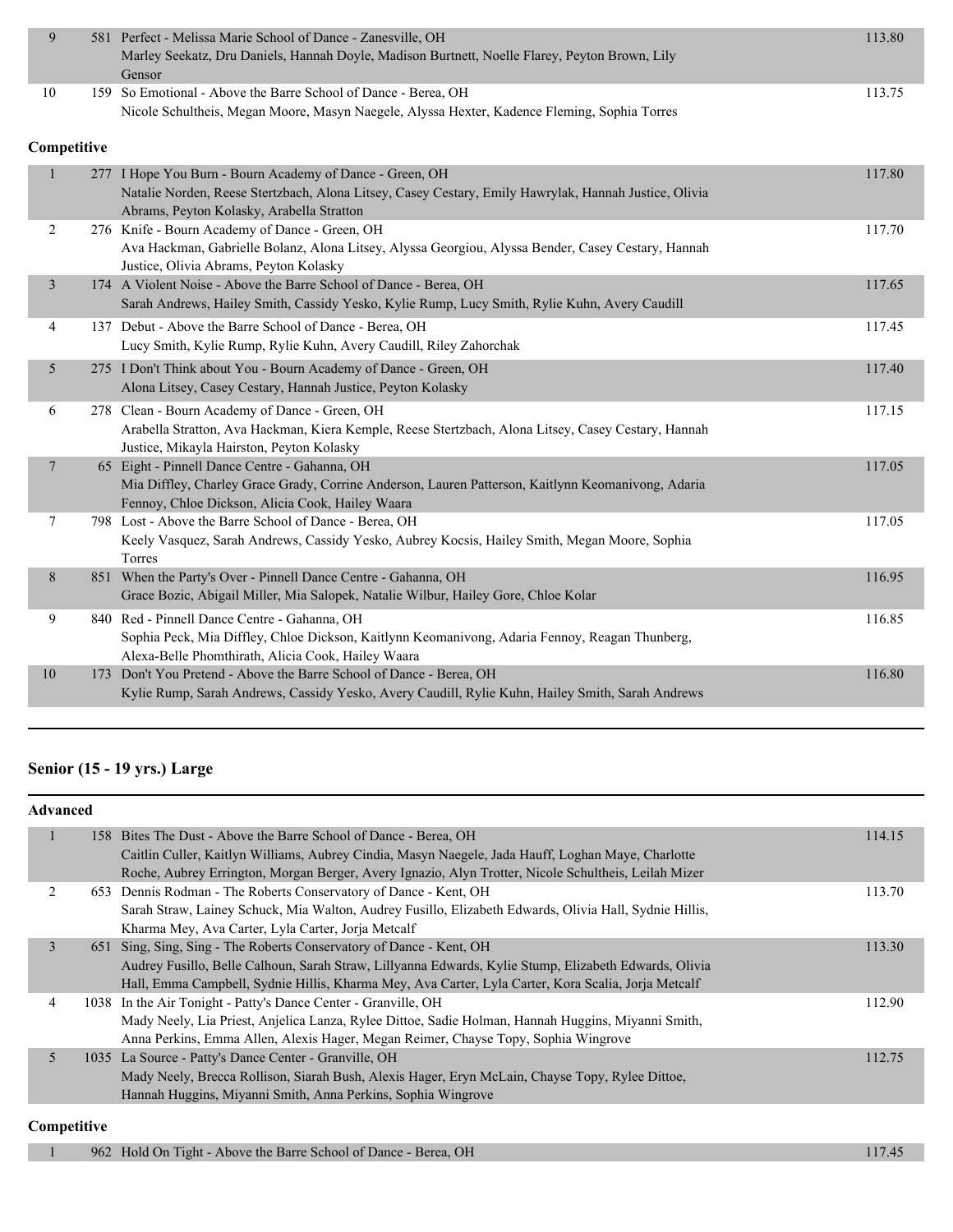| | | | |
|---|---|---|---|
| 9 | 581 | Perfect - Melissa Marie School of Dance - Zanesville, OH<br>Marley Seekatz, Dru Daniels, Hannah Doyle, Madison Burtnett, Noelle Flarey, Peyton Brown, Lily Gensor | 113.80 |
| 10 | 159 | So Emotional - Above the Barre School of Dance - Berea, OH<br>Nicole Schultheis, Megan Moore, Masyn Naegele, Alyssa Hexter, Kadence Fleming, Sophia Torres | 113.75 |

**Competitive**

| | | | |
|---|---|---|---|
| 1 | 277 | I Hope You Burn - Bourn Academy of Dance - Green, OH<br>Natalie Norden, Reese Stertzbach, Alona Litsey, Casey Cestary, Emily Hawrylak, Hannah Justice, Olivia Abrams, Peyton Kolasky, Arabella Stratton | 117.80 |
| 2 | 276 | Knife - Bourn Academy of Dance - Green, OH<br>Ava Hackman, Gabrielle Bolanz, Alona Litsey, Alyssa Georgiou, Alyssa Bender, Casey Cestary, Hannah Justice, Olivia Abrams, Peyton Kolasky | 117.70 |
| 3 | 174 | A Violent Noise - Above the Barre School of Dance - Berea, OH<br>Sarah Andrews, Hailey Smith, Cassidy Yesko, Kylie Rump, Lucy Smith, Rylie Kuhn, Avery Caudill | 117.65 |
| 4 | 137 | Debut - Above the Barre School of Dance - Berea, OH<br>Lucy Smith, Kylie Rump, Rylie Kuhn, Avery Caudill, Riley Zahorchak | 117.45 |
| 5 | 275 | I Don't Think about You - Bourn Academy of Dance - Green, OH<br>Alona Litsey, Casey Cestary, Hannah Justice, Peyton Kolasky | 117.40 |
| 6 | 278 | Clean - Bourn Academy of Dance - Green, OH<br>Arabella Stratton, Ava Hackman, Kiera Kemple, Reese Stertzbach, Alona Litsey, Casey Cestary, Hannah Justice, Mikayla Hairston, Peyton Kolasky | 117.15 |
| 7 | 65 | Eight - Pinnell Dance Centre - Gahanna, OH<br>Mia Diffley, Charley Grace Grady, Corrine Anderson, Lauren Patterson, Kaitlynn Keomanivong, Adaria Fennoy, Chloe Dickson, Alicia Cook, Hailey Waara | 117.05 |
| 7 | 798 | Lost - Above the Barre School of Dance - Berea, OH<br>Keely Vasquez, Sarah Andrews, Cassidy Yesko, Aubrey Kocsis, Hailey Smith, Megan Moore, Sophia Torres | 117.05 |
| 8 | 851 | When the Party's Over - Pinnell Dance Centre - Gahanna, OH<br>Grace Bozic, Abigail Miller, Mia Salopek, Natalie Wilbur, Hailey Gore, Chloe Kolar | 116.95 |
| 9 | 840 | Red - Pinnell Dance Centre - Gahanna, OH<br>Sophia Peck, Mia Diffley, Chloe Dickson, Kaitlynn Keomanivong, Adaria Fennoy, Reagan Thunberg, Alexa-Belle Phomthirath, Alicia Cook, Hailey Waara | 116.85 |
| 10 | 173 | Don't You Pretend - Above the Barre School of Dance - Berea, OH<br>Kylie Rump, Sarah Andrews, Cassidy Yesko, Avery Caudill, Rylie Kuhn, Hailey Smith, Sarah Andrews | 116.80 |

## Senior (15 - 19 yrs.) Large

**Advanced**

| | | | |
|---|---|---|---|
| 1 | 158 | Bites The Dust - Above the Barre School of Dance - Berea, OH<br>Caitlin Culler, Kaitlyn Williams, Aubrey Cindia, Masyn Naegele, Jada Hauff, Loghan Maye, Charlotte Roche, Aubrey Errington, Morgan Berger, Avery Ignazio, Alyn Trotter, Nicole Schultheis, Leilah Mizer | 114.15 |
| 2 | 653 | Dennis Rodman - The Roberts Conservatory of Dance - Kent, OH<br>Sarah Straw, Lainey Schuck, Mia Walton, Audrey Fusillo, Elizabeth Edwards, Olivia Hall, Sydnie Hillis, Kharma Mey, Ava Carter, Lyla Carter, Jorja Metcalf | 113.70 |
| 3 | 651 | Sing, Sing, Sing - The Roberts Conservatory of Dance - Kent, OH<br>Audrey Fusillo, Belle Calhoun, Sarah Straw, Lillyanna Edwards, Kylie Stump, Elizabeth Edwards, Olivia Hall, Emma Campbell, Sydnie Hillis, Kharma Mey, Ava Carter, Lyla Carter, Kora Scalia, Jorja Metcalf | 113.30 |
| 4 | 1038 | In the Air Tonight - Patty's Dance Center - Granville, OH<br>Mady Neely, Lia Priest, Anjelica Lanza, Rylee Dittoe, Sadie Holman, Hannah Huggins, Miyanni Smith, Anna Perkins, Emma Allen, Alexis Hager, Megan Reimer, Chayse Topy, Sophia Wingrove | 112.90 |
| 5 | 1035 | La Source - Patty's Dance Center - Granville, OH<br>Mady Neely, Brecca Rollison, Siarah Bush, Alexis Hager, Eryn McLain, Chayse Topy, Rylee Dittoe, Hannah Huggins, Miyanni Smith, Anna Perkins, Sophia Wingrove | 112.75 |

**Competitive**

| | | | |
|---|---|---|---|
| 1 | 962 | Hold On Tight - Above the Barre School of Dance - Berea, OH | 117.45 |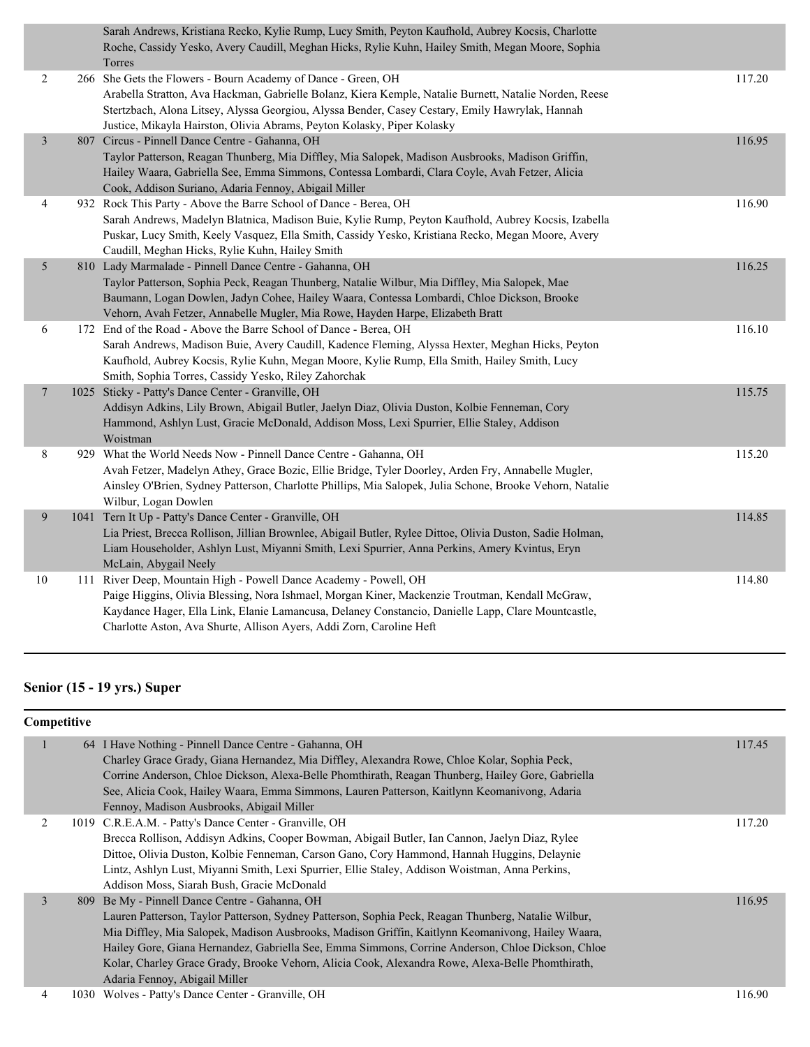| | | | |
|---|---|---|---|
| | | Sarah Andrews, Kristiana Recko, Kylie Rump, Lucy Smith, Peyton Kaufhold, Aubrey Kocsis, Charlotte Roche, Cassidy Yesko, Avery Caudill, Meghan Hicks, Rylie Kuhn, Hailey Smith, Megan Moore, Sophia Torres | |
| 2 | 266 | She Gets the Flowers - Bourn Academy of Dance - Green, OH<br>Arabella Stratton, Ava Hackman, Gabrielle Bolanz, Kiera Kemple, Natalie Burnett, Natalie Norden, Reese Stertzbach, Alona Litsey, Alyssa Georgiou, Alyssa Bender, Casey Cestary, Emily Hawrylak, Hannah Justice, Mikayla Hairston, Olivia Abrams, Peyton Kolasky, Piper Kolasky | 117.20 |
| 3 | 807 | Circus - Pinnell Dance Centre - Gahanna, OH<br>Taylor Patterson, Reagan Thunberg, Mia Diffley, Mia Salopek, Madison Ausbrooks, Madison Griffin, Hailey Waara, Gabriella See, Emma Simmons, Contessa Lombardi, Clara Coyle, Avah Fetzer, Alicia Cook, Addison Suriano, Adaria Fennoy, Abigail Miller | 116.95 |
| 4 | 932 | Rock This Party - Above the Barre School of Dance - Berea, OH<br>Sarah Andrews, Madelyn Blatnica, Madison Buie, Kylie Rump, Peyton Kaufhold, Aubrey Kocsis, Izabella Puskar, Lucy Smith, Keely Vasquez, Ella Smith, Cassidy Yesko, Kristiana Recko, Megan Moore, Avery Caudill, Meghan Hicks, Rylie Kuhn, Hailey Smith | 116.90 |
| 5 | 810 | Lady Marmalade - Pinnell Dance Centre - Gahanna, OH<br>Taylor Patterson, Sophia Peck, Reagan Thunberg, Natalie Wilbur, Mia Diffley, Mia Salopek, Mae Baumann, Logan Dowlen, Jadyn Cohee, Hailey Waara, Contessa Lombardi, Chloe Dickson, Brooke Vehorn, Avah Fetzer, Annabelle Mugler, Mia Rowe, Hayden Harpe, Elizabeth Bratt | 116.25 |
| 6 | 172 | End of the Road - Above the Barre School of Dance - Berea, OH<br>Sarah Andrews, Madison Buie, Avery Caudill, Kadence Fleming, Alyssa Hexter, Meghan Hicks, Peyton Kaufhold, Aubrey Kocsis, Rylie Kuhn, Megan Moore, Kylie Rump, Ella Smith, Hailey Smith, Lucy Smith, Sophia Torres, Cassidy Yesko, Riley Zahorchak | 116.10 |
| 7 | 1025 | Sticky - Patty's Dance Center - Granville, OH<br>Addisyn Adkins, Lily Brown, Abigail Butler, Jaelyn Diaz, Olivia Duston, Kolbie Fenneman, Cory Hammond, Ashlyn Lust, Gracie McDonald, Addison Moss, Lexi Spurrier, Ellie Staley, Addison Woistman | 115.75 |
| 8 | 929 | What the World Needs Now - Pinnell Dance Centre - Gahanna, OH<br>Avah Fetzer, Madelyn Athey, Grace Bozic, Ellie Bridge, Tyler Doorley, Arden Fry, Annabelle Mugler, Ainsley O'Brien, Sydney Patterson, Charlotte Phillips, Mia Salopek, Julia Schone, Brooke Vehorn, Natalie Wilbur, Logan Dowlen | 115.20 |
| 9 | 1041 | Tern It Up - Patty's Dance Center - Granville, OH<br>Lia Priest, Brecca Rollison, Jillian Brownlee, Abigail Butler, Rylee Dittoe, Olivia Duston, Sadie Holman, Liam Householder, Ashlyn Lust, Miyanni Smith, Lexi Spurrier, Anna Perkins, Amery Kvintus, Eryn McLain, Abygail Neely | 114.85 |
| 10 | 111 | River Deep, Mountain High - Powell Dance Academy - Powell, OH<br>Paige Higgins, Olivia Blessing, Nora Ishmael, Morgan Kiner, Mackenzie Troutman, Kendall McGraw, Kaydance Hager, Ella Link, Elanie Lamancusa, Delaney Constancio, Danielle Lapp, Clare Mountcastle, Charlotte Aston, Ava Shurte, Allison Ayers, Addi Zorn, Caroline Heft | 114.80 |

## Senior (15 - 19 yrs.) Super

### Competitive

| | | | |
|---|---|---|---|
| 1 | 64 | I Have Nothing - Pinnell Dance Centre - Gahanna, OH<br>Charley Grace Grady, Giana Hernandez, Mia Diffley, Alexandra Rowe, Chloe Kolar, Sophia Peck, Corrine Anderson, Chloe Dickson, Alexa-Belle Phomthirath, Reagan Thunberg, Hailey Gore, Gabriella See, Alicia Cook, Hailey Waara, Emma Simmons, Lauren Patterson, Kaitlynn Keomanivong, Adaria Fennoy, Madison Ausbrooks, Abigail Miller | 117.45 |
| 2 | 1019 | C.R.E.A.M. - Patty's Dance Center - Granville, OH<br>Brecca Rollison, Addisyn Adkins, Cooper Bowman, Abigail Butler, Ian Cannon, Jaelyn Diaz, Rylee Dittoe, Olivia Duston, Kolbie Fenneman, Carson Gano, Cory Hammond, Hannah Huggins, Delaynie Lintz, Ashlyn Lust, Miyanni Smith, Lexi Spurrier, Ellie Staley, Addison Woistman, Anna Perkins, Addison Moss, Siarah Bush, Gracie McDonald | 117.20 |
| 3 | 809 | Be My - Pinnell Dance Centre - Gahanna, OH<br>Lauren Patterson, Taylor Patterson, Sydney Patterson, Sophia Peck, Reagan Thunberg, Natalie Wilbur, Mia Diffley, Mia Salopek, Madison Ausbrooks, Madison Griffin, Kaitlynn Keomanivong, Hailey Waara, Hailey Gore, Giana Hernandez, Gabriella See, Emma Simmons, Corrine Anderson, Chloe Dickson, Chloe Kolar, Charley Grace Grady, Brooke Vehorn, Alicia Cook, Alexandra Rowe, Alexa-Belle Phomthirath, Adaria Fennoy, Abigail Miller | 116.95 |
| 4 | 1030 | Wolves - Patty's Dance Center - Granville, OH | 116.90 |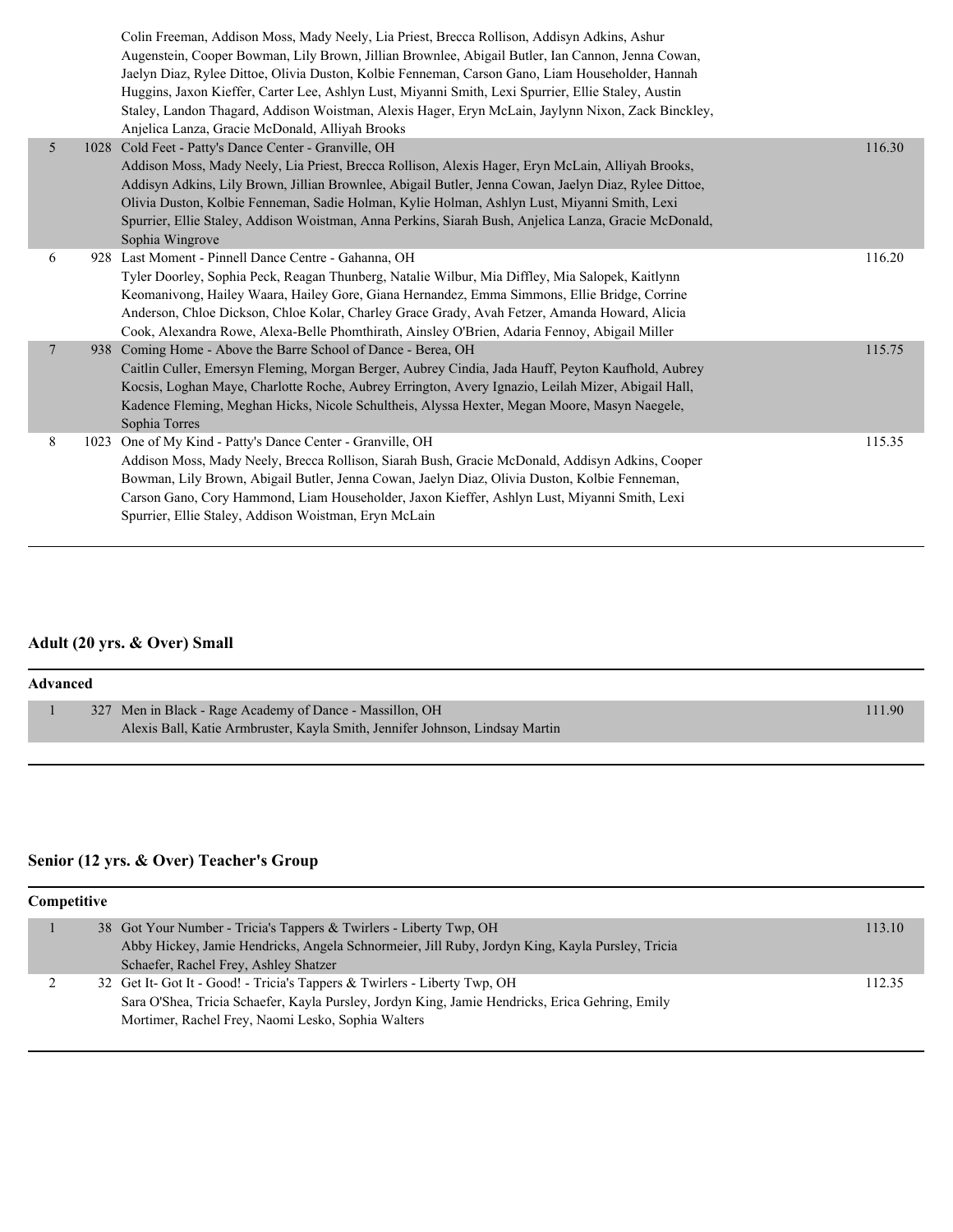| | | | |
|---|---|---|---|
| | | Colin Freeman, Addison Moss, Mady Neely, Lia Priest, Brecca Rollison, Addisyn Adkins, Ashur Augenstein, Cooper Bowman, Lily Brown, Jillian Brownlee, Abigail Butler, Ian Cannon, Jenna Cowan, Jaelyn Diaz, Rylee Dittoe, Olivia Duston, Kolbie Fenneman, Carson Gano, Liam Householder, Hannah Huggins, Jaxon Kieffer, Carter Lee, Ashlyn Lust, Miyanni Smith, Lexi Spurrier, Ellie Staley, Austin Staley, Landon Thagard, Addison Woistman, Alexis Hager, Eryn McLain, Jaylynn Nixon, Zack Binckley, Anjelica Lanza, Gracie McDonald, Alliyah Brooks | |
| 5 | 1028 | Cold Feet - Patty's Dance Center - Granville, OH<br>Addison Moss, Mady Neely, Lia Priest, Brecca Rollison, Alexis Hager, Eryn McLain, Alliyah Brooks, Addisyn Adkins, Lily Brown, Jillian Brownlee, Abigail Butler, Jenna Cowan, Jaelyn Diaz, Rylee Dittoe, Olivia Duston, Kolbie Fenneman, Sadie Holman, Kylie Holman, Ashlyn Lust, Miyanni Smith, Lexi Spurrier, Ellie Staley, Addison Woistman, Anna Perkins, Siarah Bush, Anjelica Lanza, Gracie McDonald, Sophia Wingrove | 116.30 |
| 6 | 928 | Last Moment - Pinnell Dance Centre - Gahanna, OH<br>Tyler Doorley, Sophia Peck, Reagan Thunberg, Natalie Wilbur, Mia Diffley, Mia Salopek, Kaitlynn Keomanivong, Hailey Waara, Hailey Gore, Giana Hernandez, Emma Simmons, Ellie Bridge, Corrine Anderson, Chloe Dickson, Chloe Kolar, Charley Grace Grady, Avah Fetzer, Amanda Howard, Alicia Cook, Alexandra Rowe, Alexa-Belle Phomthirath, Ainsley O'Brien, Adaria Fennoy, Abigail Miller | 116.20 |
| 7 | 938 | Coming Home - Above the Barre School of Dance - Berea, OH<br>Caitlin Culler, Emersyn Fleming, Morgan Berger, Aubrey Cindia, Jada Hauff, Peyton Kaufhold, Aubrey Kocsis, Loghan Maye, Charlotte Roche, Aubrey Errington, Avery Ignazio, Leilah Mizer, Abigail Hall, Kadence Fleming, Meghan Hicks, Nicole Schultheis, Alyssa Hexter, Megan Moore, Masyn Naegele, Sophia Torres | 115.75 |
| 8 | 1023 | One of My Kind - Patty's Dance Center - Granville, OH<br>Addison Moss, Mady Neely, Brecca Rollison, Siarah Bush, Gracie McDonald, Addisyn Adkins, Cooper Bowman, Lily Brown, Abigail Butler, Jenna Cowan, Jaelyn Diaz, Olivia Duston, Kolbie Fenneman, Carson Gano, Cory Hammond, Liam Householder, Jaxon Kieffer, Ashlyn Lust, Miyanni Smith, Lexi Spurrier, Ellie Staley, Addison Woistman, Eryn McLain | 115.35 |

## Adult (20 yrs. & Over) Small

**Advanced**

| | | | |
|---|---|---|---|
| 1 | 327 | Men in Black - Rage Academy of Dance - Massillon, OH<br>Alexis Ball, Katie Armbruster, Kayla Smith, Jennifer Johnson, Lindsay Martin | 111.90 |

## Senior (12 yrs. & Over) Teacher's Group

**Competitive**

| | | | |
|---|---|---|---|
| 1 | 38 | Got Your Number - Tricia's Tappers & Twirlers - Liberty Twp, OH<br>Abby Hickey, Jamie Hendricks, Angela Schnormeier, Jill Ruby, Jordyn King, Kayla Pursley, Tricia Schaefer, Rachel Frey, Ashley Shatzer | 113.10 |
| 2 | 32 | Get It- Got It - Good! - Tricia's Tappers & Twirlers - Liberty Twp, OH<br>Sara O'Shea, Tricia Schaefer, Kayla Pursley, Jordyn King, Jamie Hendricks, Erica Gehring, Emily Mortimer, Rachel Frey, Naomi Lesko, Sophia Walters | 112.35 |